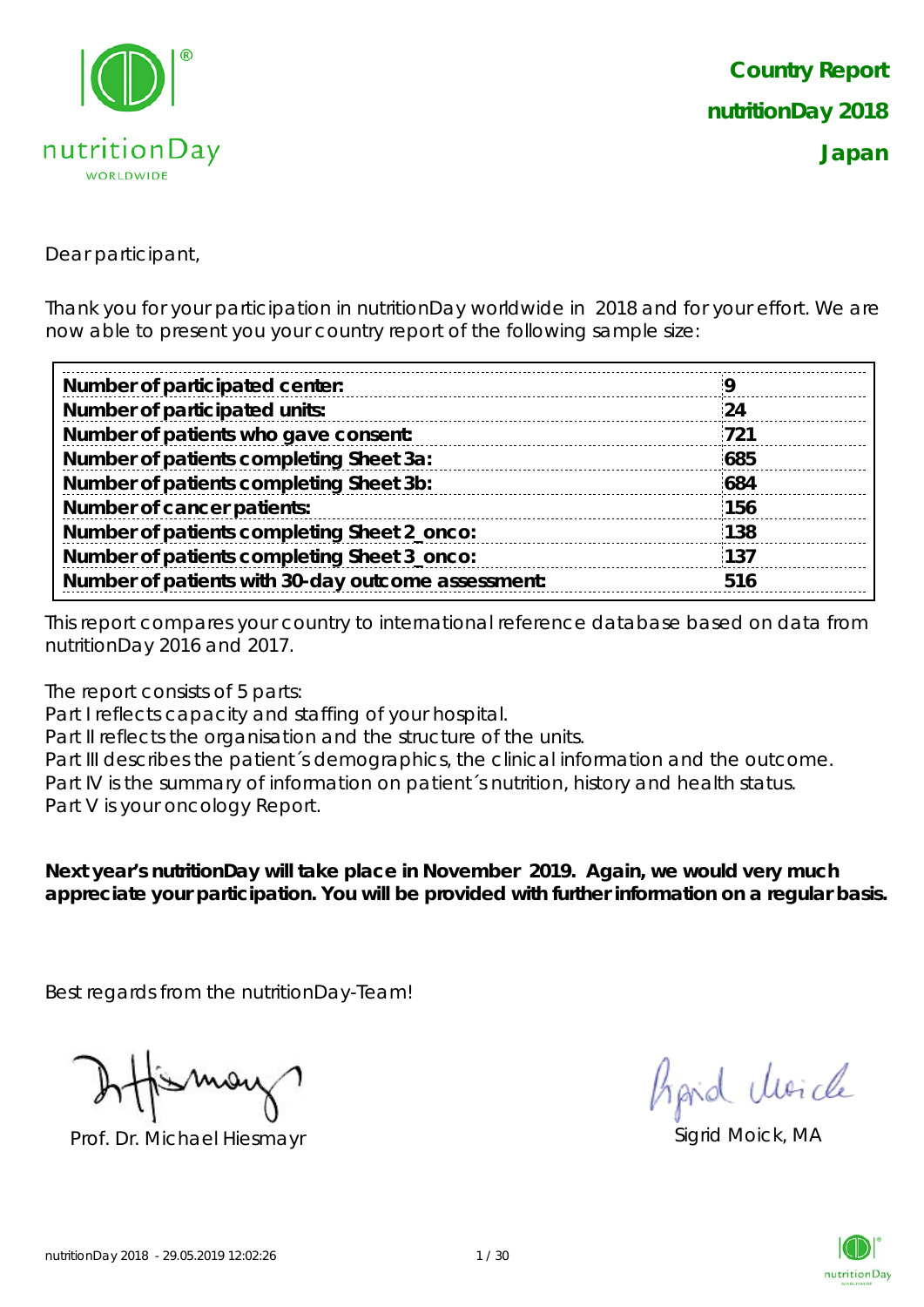# Country Report

## nutritionDay 2018

## Japan

Dear participant,

Thank you for your participation in nutritionDay worldwide in 2018 and for your effort. We are now able to present you your country report of the following sample size:

| | |
|---|---|
| **Number of participated center:** | **9** |
| **Number of participated units:** | **24** |
| **Number of patients who gave consent:** | **721** |
| **Number of patients completing Sheet 3a:** | **685** |
| **Number of patients completing Sheet 3b:** | **684** |
| **Number of cancer patients:** | **156** |
| **Number of patients completing Sheet 2_onco:** | **138** |
| **Number of patients completing Sheet 3_onco:** | **137** |
| **Number of patients with 30-day outcome assessment:** | **516** |

This report compares your country to international reference database based on data from nutritionDay 2016 and 2017.

The report consists of 5 parts:
Part I reflects capacity and staffing of your hospital.
Part II reflects the organisation and the structure of the units.
Part III describes the patient´s demographics, the clinical information and the outcome.
Part IV is the summary of information on patient´s nutrition, history and health status.
Part V is your oncology Report.

**Next year's nutritionDay will take place in November 2019. Again, we would very much appreciate your participation. You will be provided with further information on a regular basis.**

Best regards from the nutritionDay-Team!

Prof. Dr. Michael Hiesmayr

Sigrid Moick, MA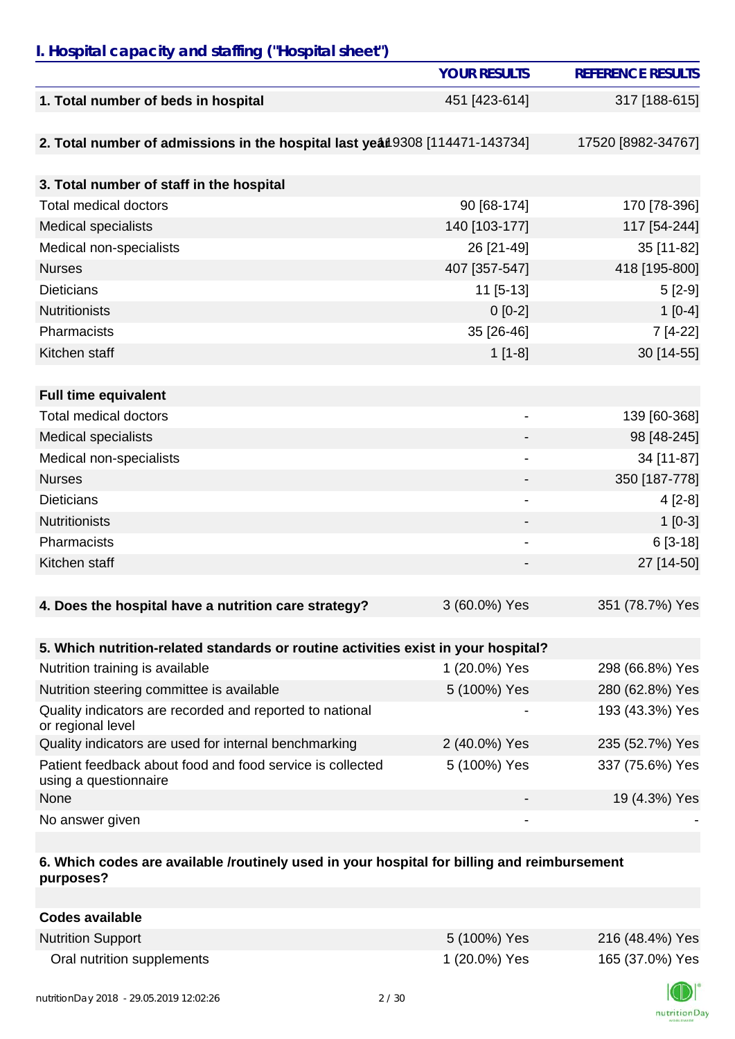## I. Hospital capacity and staffing ("Hospital sheet")

| | YOUR RESULTS | REFERENCE RESULTS |
|---|---|---|
| **1. Total number of beds in hospital** | 451 [423-614] | 317 [188-615] |
| | | |
| **2. Total number of admissions in the hospital last year** | 119308 [114471-143734] | 17520 [8982-34767] |
| | | |
| **3. Total number of staff in the hospital** | | |
| Total medical doctors | 90 [68-174] | 170 [78-396] |
| Medical specialists | 140 [103-177] | 117 [54-244] |
| Medical non-specialists | 26 [21-49] | 35 [11-82] |
| Nurses | 407 [357-547] | 418 [195-800] |
| Dieticians | 11 [5-13] | 5 [2-9] |
| Nutritionists | 0 [0-2] | 1 [0-4] |
| Pharmacists | 35 [26-46] | 7 [4-22] |
| Kitchen staff | 1 [1-8] | 30 [14-55] |
| | | |
| **Full time equivalent** | | |
| Total medical doctors | - | 139 [60-368] |
| Medical specialists | - | 98 [48-245] |
| Medical non-specialists | - | 34 [11-87] |
| Nurses | - | 350 [187-778] |
| Dieticians | - | 4 [2-8] |
| Nutritionists | - | 1 [0-3] |
| Pharmacists | - | 6 [3-18] |
| Kitchen staff | - | 27 [14-50] |
| | | |
| **4. Does the hospital have a nutrition care strategy?** | 3 (60.0%) Yes | 351 (78.7%) Yes |
| | | |
| **5. Which nutrition-related standards or routine activities exist in your hospital?** | | |
| Nutrition training is available | 1 (20.0%) Yes | 298 (66.8%) Yes |
| Nutrition steering committee is available | 5 (100%) Yes | 280 (62.8%) Yes |
| Quality indicators are recorded and reported to national or regional level | - | 193 (43.3%) Yes |
| Quality indicators are used for internal benchmarking | 2 (40.0%) Yes | 235 (52.7%) Yes |
| Patient feedback about food and food service is collected using a questionnaire | 5 (100%) Yes | 337 (75.6%) Yes |
| None | - | 19 (4.3%) Yes |
| No answer given | - | - |
| | | |
| **6. Which codes are available /routinely used in your hospital for billing and reimbursement purposes?** | | |
| | | |
| **Codes available** | | |
| Nutrition Support | 5 (100%) Yes | 216 (48.4%) Yes |
| Oral nutrition supplements | 1 (20.0%) Yes | 165 (37.0%) Yes |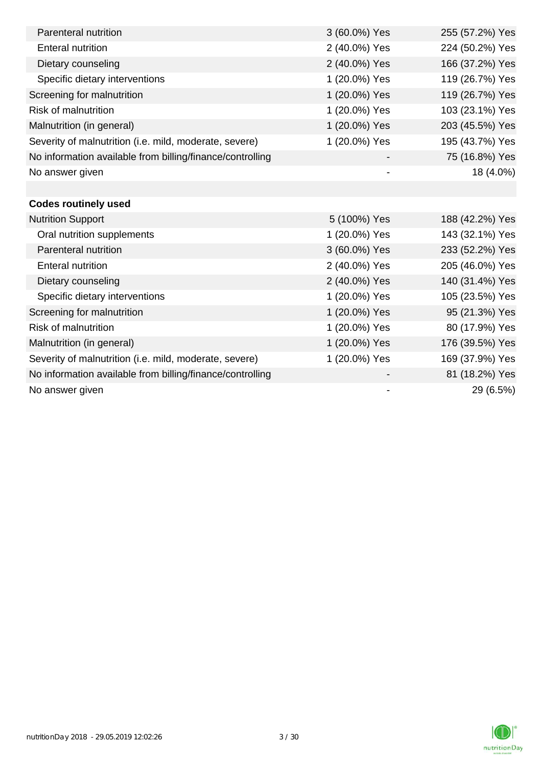| | | |
|---|---|---|
| Parenteral nutrition | 3 (60.0%) Yes | 255 (57.2%) Yes |
| Enteral nutrition | 2 (40.0%) Yes | 224 (50.2%) Yes |
| Dietary counseling | 2 (40.0%) Yes | 166 (37.2%) Yes |
| Specific dietary interventions | 1 (20.0%) Yes | 119 (26.7%) Yes |
| Screening for malnutrition | 1 (20.0%) Yes | 119 (26.7%) Yes |
| Risk of malnutrition | 1 (20.0%) Yes | 103 (23.1%) Yes |
| Malnutrition (in general) | 1 (20.0%) Yes | 203 (45.5%) Yes |
| Severity of malnutrition (i.e. mild, moderate, severe) | 1 (20.0%) Yes | 195 (43.7%) Yes |
| No information available from billing/finance/controlling | - | 75 (16.8%) Yes |
| No answer given | - | 18 (4.0%) |
| | | |
| **Codes routinely used** | | |
| Nutrition Support | 5 (100%) Yes | 188 (42.2%) Yes |
| Oral nutrition supplements | 1 (20.0%) Yes | 143 (32.1%) Yes |
| Parenteral nutrition | 3 (60.0%) Yes | 233 (52.2%) Yes |
| Enteral nutrition | 2 (40.0%) Yes | 205 (46.0%) Yes |
| Dietary counseling | 2 (40.0%) Yes | 140 (31.4%) Yes |
| Specific dietary interventions | 1 (20.0%) Yes | 105 (23.5%) Yes |
| Screening for malnutrition | 1 (20.0%) Yes | 95 (21.3%) Yes |
| Risk of malnutrition | 1 (20.0%) Yes | 80 (17.9%) Yes |
| Malnutrition (in general) | 1 (20.0%) Yes | 176 (39.5%) Yes |
| Severity of malnutrition (i.e. mild, moderate, severe) | 1 (20.0%) Yes | 169 (37.9%) Yes |
| No information available from billing/finance/controlling | - | 81 (18.2%) Yes |
| No answer given | - | 29 (6.5%) |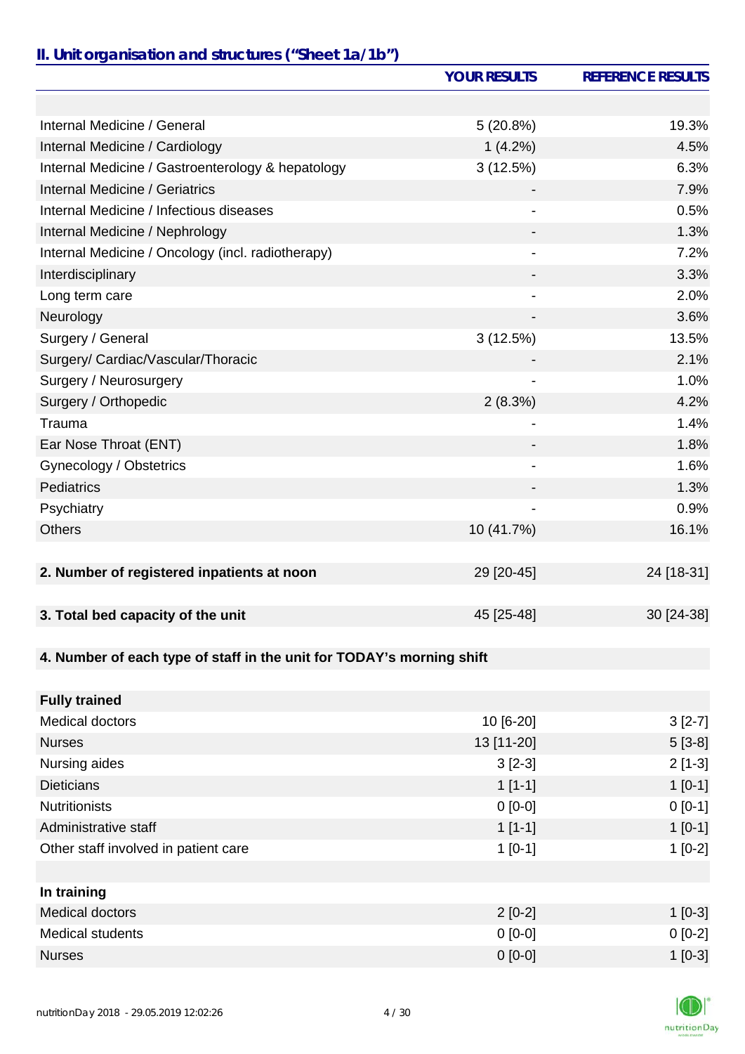## II. Unit organisation and structures ("Sheet 1a/1b")

| | YOUR RESULTS | REFERENCE RESULTS |
|---|---|---|
| | | |
| Internal Medicine / General | 5 (20.8%) | 19.3% |
| Internal Medicine / Cardiology | 1 (4.2%) | 4.5% |
| Internal Medicine / Gastroenterology & hepatology | 3 (12.5%) | 6.3% |
| Internal Medicine / Geriatrics | - | 7.9% |
| Internal Medicine / Infectious diseases | - | 0.5% |
| Internal Medicine / Nephrology | - | 1.3% |
| Internal Medicine / Oncology (incl. radiotherapy) | - | 7.2% |
| Interdisciplinary | - | 3.3% |
| Long term care | - | 2.0% |
| Neurology | - | 3.6% |
| Surgery / General | 3 (12.5%) | 13.5% |
| Surgery/ Cardiac/Vascular/Thoracic | - | 2.1% |
| Surgery / Neurosurgery | - | 1.0% |
| Surgery / Orthopedic | 2 (8.3%) | 4.2% |
| Trauma | - | 1.4% |
| Ear Nose Throat (ENT) | - | 1.8% |
| Gynecology / Obstetrics | - | 1.6% |
| Pediatrics | - | 1.3% |
| Psychiatry | - | 0.9% |
| Others | 10 (41.7%) | 16.1% |
| | | |
| **2. Number of registered inpatients at noon** | 29 [20-45] | 24 [18-31] |
| | | |
| **3. Total bed capacity of the unit** | 45 [25-48] | 30 [24-38] |
| | | |
| **4. Number of each type of staff in the unit for TODAY's morning shift** | | |
| | | |
| **Fully trained** | | |
| Medical doctors | 10 [6-20] | 3 [2-7] |
| Nurses | 13 [11-20] | 5 [3-8] |
| Nursing aides | 3 [2-3] | 2 [1-3] |
| Dieticians | 1 [1-1] | 1 [0-1] |
| Nutritionists | 0 [0-0] | 0 [0-1] |
| Administrative staff | 1 [1-1] | 1 [0-1] |
| Other staff involved in patient care | 1 [0-1] | 1 [0-2] |
| | | |
| **In training** | | |
| Medical doctors | 2 [0-2] | 1 [0-3] |
| Medical students | 0 [0-0] | 0 [0-2] |
| Nurses | 0 [0-0] | 1 [0-3] |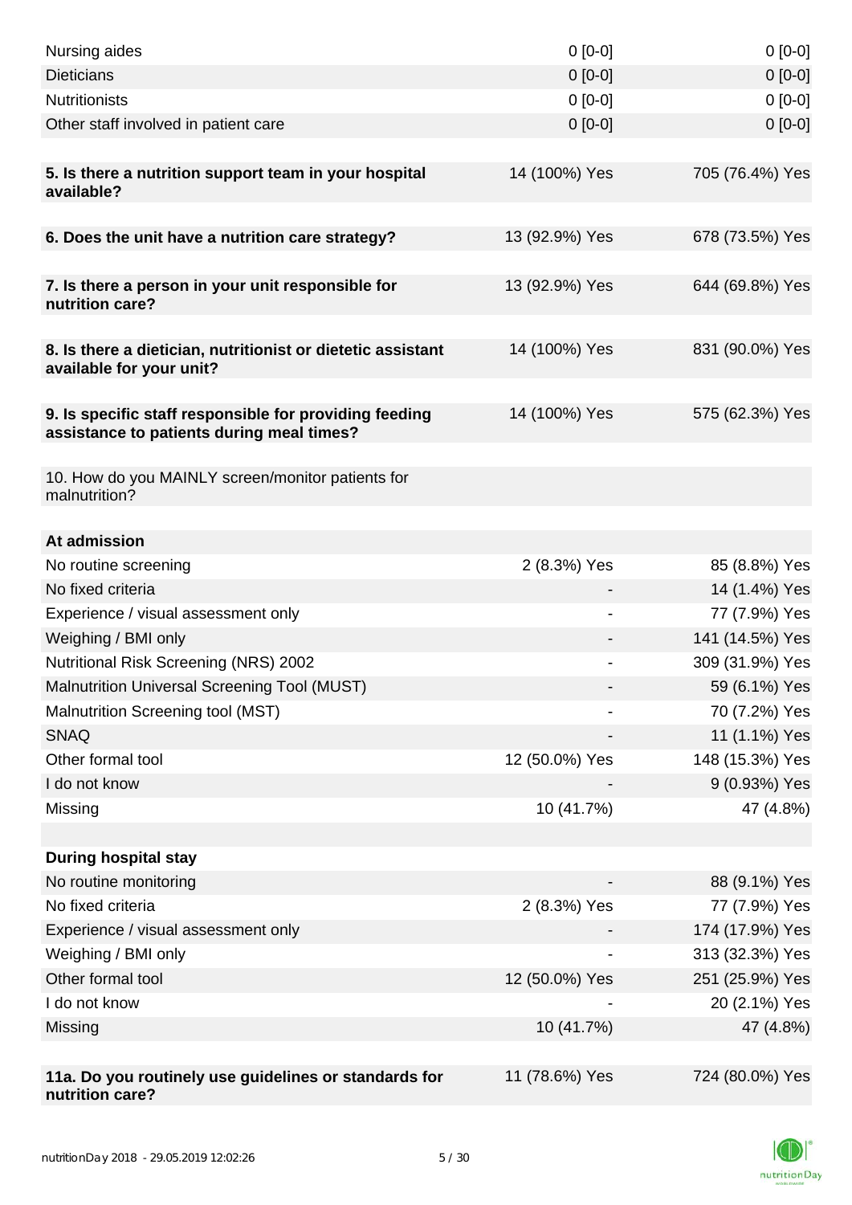| | | |
|---|---|---|
| Nursing aides | 0 [0-0] | 0 [0-0] |
| Dieticians | 0 [0-0] | 0 [0-0] |
| Nutritionists | 0 [0-0] | 0 [0-0] |
| Other staff involved in patient care | 0 [0-0] | 0 [0-0] |
| | | |
| **5. Is there a nutrition support team in your hospital available?** | 14 (100%) Yes | 705 (76.4%) Yes |
| | | |
| **6. Does the unit have a nutrition care strategy?** | 13 (92.9%) Yes | 678 (73.5%) Yes |
| | | |
| **7. Is there a person in your unit responsible for nutrition care?** | 13 (92.9%) Yes | 644 (69.8%) Yes |
| | | |
| **8. Is there a dietician, nutritionist or dietetic assistant available for your unit?** | 14 (100%) Yes | 831 (90.0%) Yes |
| | | |
| **9. Is specific staff responsible for providing feeding assistance to patients during meal times?** | 14 (100%) Yes | 575 (62.3%) Yes |
| | | |
| 10. How do you MAINLY screen/monitor patients for malnutrition? | | |
| | | |
| **At admission** | | |
| No routine screening | 2 (8.3%) Yes | 85 (8.8%) Yes |
| No fixed criteria | - | 14 (1.4%) Yes |
| Experience / visual assessment only | - | 77 (7.9%) Yes |
| Weighing / BMI only | - | 141 (14.5%) Yes |
| Nutritional Risk Screening (NRS) 2002 | - | 309 (31.9%) Yes |
| Malnutrition Universal Screening Tool (MUST) | - | 59 (6.1%) Yes |
| Malnutrition Screening tool (MST) | - | 70 (7.2%) Yes |
| SNAQ | - | 11 (1.1%) Yes |
| Other formal tool | 12 (50.0%) Yes | 148 (15.3%) Yes |
| I do not know | - | 9 (0.93%) Yes |
| Missing | 10 (41.7%) | 47 (4.8%) |
| | | |
| **During hospital stay** | | |
| No routine monitoring | - | 88 (9.1%) Yes |
| No fixed criteria | 2 (8.3%) Yes | 77 (7.9%) Yes |
| Experience / visual assessment only | - | 174 (17.9%) Yes |
| Weighing / BMI only | - | 313 (32.3%) Yes |
| Other formal tool | 12 (50.0%) Yes | 251 (25.9%) Yes |
| I do not know | - | 20 (2.1%) Yes |
| Missing | 10 (41.7%) | 47 (4.8%) |
| | | |
| **11a. Do you routinely use guidelines or standards for nutrition care?** | 11 (78.6%) Yes | 724 (80.0%) Yes |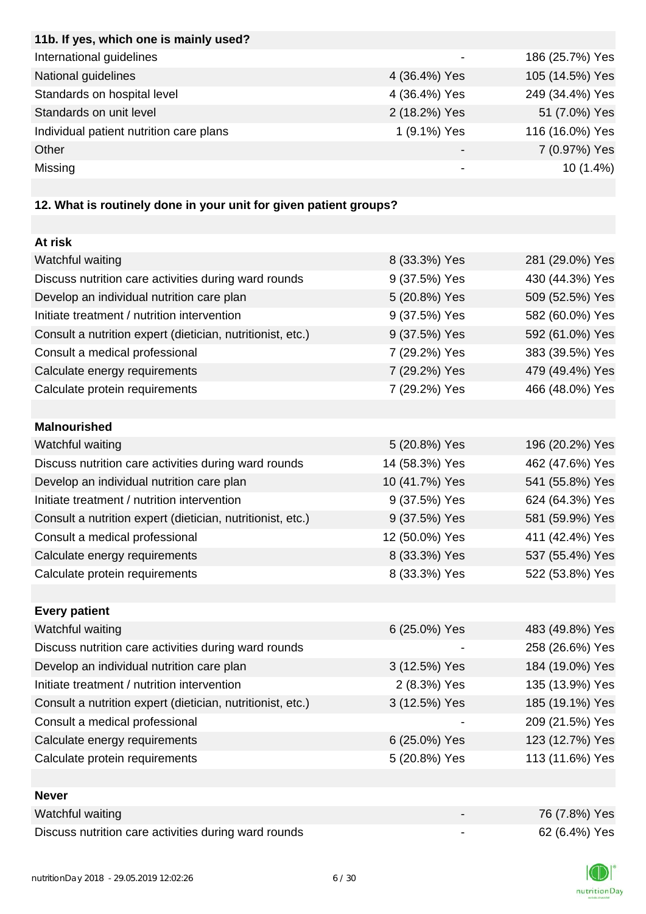| 11b. If yes, which one is mainly used? | | |
|---|---|---|
| International guidelines | - | 186 (25.7%) Yes |
| National guidelines | 4 (36.4%) Yes | 105 (14.5%) Yes |
| Standards on hospital level | 4 (36.4%) Yes | 249 (34.4%) Yes |
| Standards on unit level | 2 (18.2%) Yes | 51 (7.0%) Yes |
| Individual patient nutrition care plans | 1 (9.1%) Yes | 116 (16.0%) Yes |
| Other | - | 7 (0.97%) Yes |
| Missing | - | 10 (1.4%) |

**12. What is routinely done in your unit for given patient groups?**

| **At risk** | | |
|---|---|---|
| Watchful waiting | 8 (33.3%) Yes | 281 (29.0%) Yes |
| Discuss nutrition care activities during ward rounds | 9 (37.5%) Yes | 430 (44.3%) Yes |
| Develop an individual nutrition care plan | 5 (20.8%) Yes | 509 (52.5%) Yes |
| Initiate treatment / nutrition intervention | 9 (37.5%) Yes | 582 (60.0%) Yes |
| Consult a nutrition expert (dietician, nutritionist, etc.) | 9 (37.5%) Yes | 592 (61.0%) Yes |
| Consult a medical professional | 7 (29.2%) Yes | 383 (39.5%) Yes |
| Calculate energy requirements | 7 (29.2%) Yes | 479 (49.4%) Yes |
| Calculate protein requirements | 7 (29.2%) Yes | 466 (48.0%) Yes |
| **Malnourished** | | |
| Watchful waiting | 5 (20.8%) Yes | 196 (20.2%) Yes |
| Discuss nutrition care activities during ward rounds | 14 (58.3%) Yes | 462 (47.6%) Yes |
| Develop an individual nutrition care plan | 10 (41.7%) Yes | 541 (55.8%) Yes |
| Initiate treatment / nutrition intervention | 9 (37.5%) Yes | 624 (64.3%) Yes |
| Consult a nutrition expert (dietician, nutritionist, etc.) | 9 (37.5%) Yes | 581 (59.9%) Yes |
| Consult a medical professional | 12 (50.0%) Yes | 411 (42.4%) Yes |
| Calculate energy requirements | 8 (33.3%) Yes | 537 (55.4%) Yes |
| Calculate protein requirements | 8 (33.3%) Yes | 522 (53.8%) Yes |
| **Every patient** | | |
| Watchful waiting | 6 (25.0%) Yes | 483 (49.8%) Yes |
| Discuss nutrition care activities during ward rounds | - | 258 (26.6%) Yes |
| Develop an individual nutrition care plan | 3 (12.5%) Yes | 184 (19.0%) Yes |
| Initiate treatment / nutrition intervention | 2 (8.3%) Yes | 135 (13.9%) Yes |
| Consult a nutrition expert (dietician, nutritionist, etc.) | 3 (12.5%) Yes | 185 (19.1%) Yes |
| Consult a medical professional | - | 209 (21.5%) Yes |
| Calculate energy requirements | 6 (25.0%) Yes | 123 (12.7%) Yes |
| Calculate protein requirements | 5 (20.8%) Yes | 113 (11.6%) Yes |
| **Never** | | |
| Watchful waiting | - | 76 (7.8%) Yes |
| Discuss nutrition care activities during ward rounds | - | 62 (6.4%) Yes |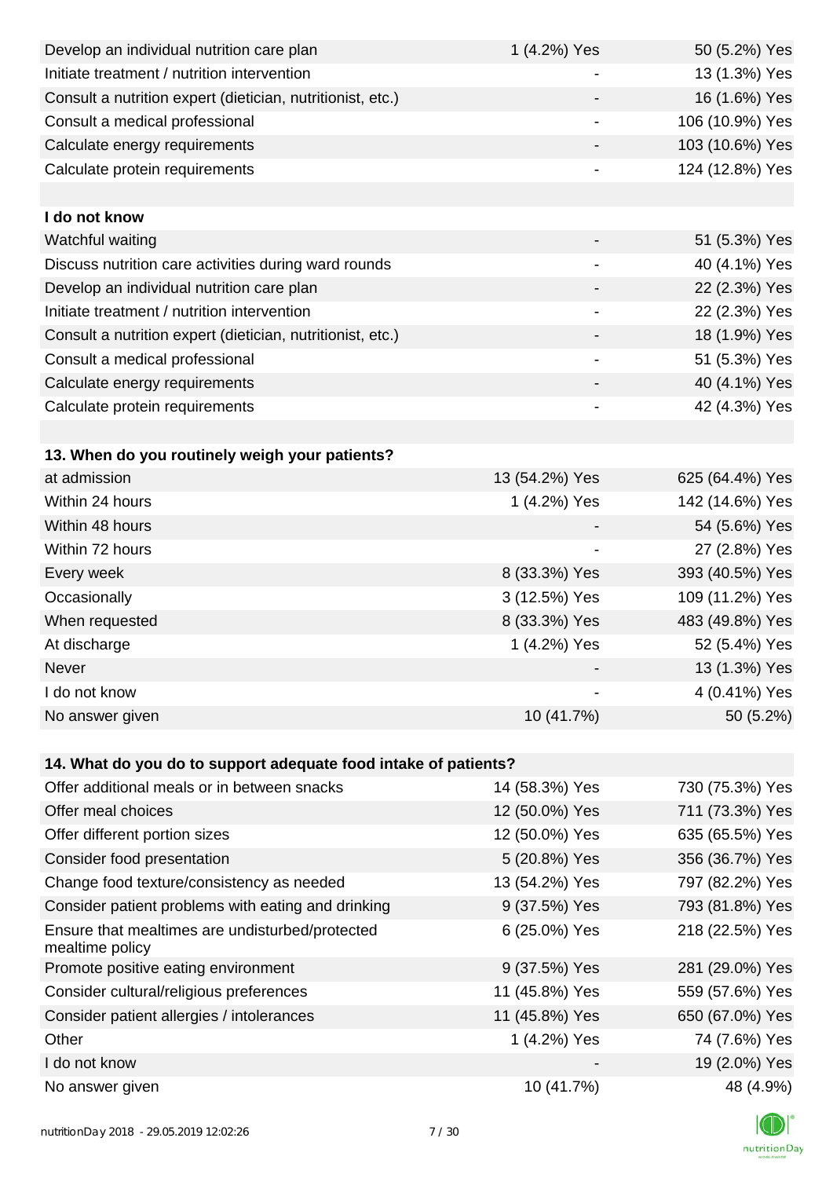| | | |
|---|---|---|
| Develop an individual nutrition care plan | 1 (4.2%) Yes | 50 (5.2%) Yes |
| Initiate treatment / nutrition intervention | - | 13 (1.3%) Yes |
| Consult a nutrition expert (dietician, nutritionist, etc.) | - | 16 (1.6%) Yes |
| Consult a medical professional | - | 106 (10.9%) Yes |
| Calculate energy requirements | - | 103 (10.6%) Yes |
| Calculate protein requirements | - | 124 (12.8%) Yes |
| | | |
| **I do not know** | | |
| Watchful waiting | - | 51 (5.3%) Yes |
| Discuss nutrition care activities during ward rounds | - | 40 (4.1%) Yes |
| Develop an individual nutrition care plan | - | 22 (2.3%) Yes |
| Initiate treatment / nutrition intervention | - | 22 (2.3%) Yes |
| Consult a nutrition expert (dietician, nutritionist, etc.) | - | 18 (1.9%) Yes |
| Consult a medical professional | - | 51 (5.3%) Yes |
| Calculate energy requirements | - | 40 (4.1%) Yes |
| Calculate protein requirements | - | 42 (4.3%) Yes |

| **13. When do you routinely weigh your patients?** | | |
|---|---|---|
| at admission | 13 (54.2%) Yes | 625 (64.4%) Yes |
| Within 24 hours | 1 (4.2%) Yes | 142 (14.6%) Yes |
| Within 48 hours | - | 54 (5.6%) Yes |
| Within 72 hours | - | 27 (2.8%) Yes |
| Every week | 8 (33.3%) Yes | 393 (40.5%) Yes |
| Occasionally | 3 (12.5%) Yes | 109 (11.2%) Yes |
| When requested | 8 (33.3%) Yes | 483 (49.8%) Yes |
| At discharge | 1 (4.2%) Yes | 52 (5.4%) Yes |
| Never | - | 13 (1.3%) Yes |
| I do not know | - | 4 (0.41%) Yes |
| No answer given | 10 (41.7%) | 50 (5.2%) |

| **14. What do you do to support adequate food intake of patients?** | | |
|---|---|---|
| Offer additional meals or in between snacks | 14 (58.3%) Yes | 730 (75.3%) Yes |
| Offer meal choices | 12 (50.0%) Yes | 711 (73.3%) Yes |
| Offer different portion sizes | 12 (50.0%) Yes | 635 (65.5%) Yes |
| Consider food presentation | 5 (20.8%) Yes | 356 (36.7%) Yes |
| Change food texture/consistency as needed | 13 (54.2%) Yes | 797 (82.2%) Yes |
| Consider patient problems with eating and drinking | 9 (37.5%) Yes | 793 (81.8%) Yes |
| Ensure that mealtimes are undisturbed/protected mealtime policy | 6 (25.0%) Yes | 218 (22.5%) Yes |
| Promote positive eating environment | 9 (37.5%) Yes | 281 (29.0%) Yes |
| Consider cultural/religious preferences | 11 (45.8%) Yes | 559 (57.6%) Yes |
| Consider patient allergies / intolerances | 11 (45.8%) Yes | 650 (67.0%) Yes |
| Other | 1 (4.2%) Yes | 74 (7.6%) Yes |
| I do not know | - | 19 (2.0%) Yes |
| No answer given | 10 (41.7%) | 48 (4.9%) |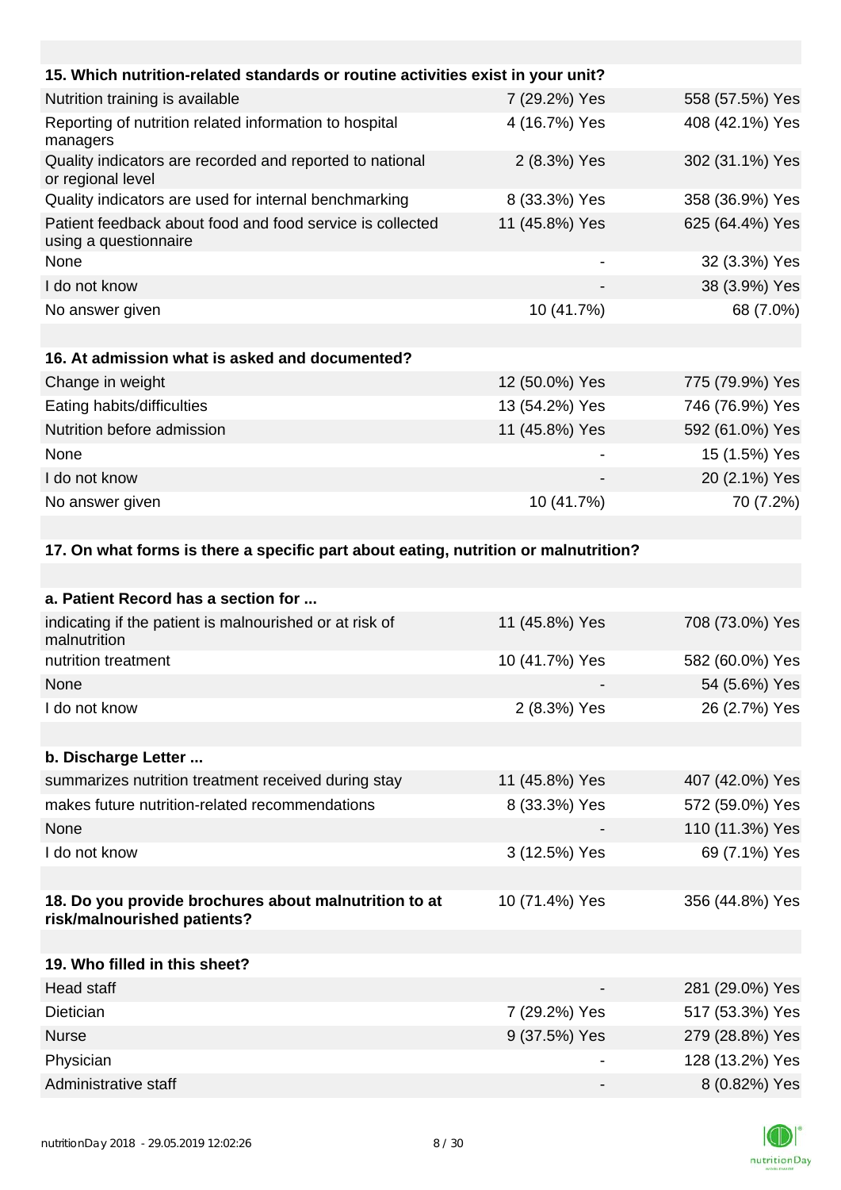| 15. Which nutrition-related standards or routine activities exist in your unit? | | |
|---|---|---|
| Nutrition training is available | 7 (29.2%) Yes | 558 (57.5%) Yes |
| Reporting of nutrition related information to hospital managers | 4 (16.7%) Yes | 408 (42.1%) Yes |
| Quality indicators are recorded and reported to national or regional level | 2 (8.3%) Yes | 302 (31.1%) Yes |
| Quality indicators are used for internal benchmarking | 8 (33.3%) Yes | 358 (36.9%) Yes |
| Patient feedback about food and food service is collected using a questionnaire | 11 (45.8%) Yes | 625 (64.4%) Yes |
| None | - | 32 (3.3%) Yes |
| I do not know | - | 38 (3.9%) Yes |
| No answer given | 10 (41.7%) | 68 (7.0%) |

| 16. At admission what is asked and documented? | | |
|---|---|---|
| Change in weight | 12 (50.0%) Yes | 775 (79.9%) Yes |
| Eating habits/difficulties | 13 (54.2%) Yes | 746 (76.9%) Yes |
| Nutrition before admission | 11 (45.8%) Yes | 592 (61.0%) Yes |
| None | - | 15 (1.5%) Yes |
| I do not know | - | 20 (2.1%) Yes |
| No answer given | 10 (41.7%) | 70 (7.2%) |

**17. On what forms is there a specific part about eating, nutrition or malnutrition?**

| a. Patient Record has a section for ... | | |
|---|---|---|
| indicating if the patient is malnourished or at risk of malnutrition | 11 (45.8%) Yes | 708 (73.0%) Yes |
| nutrition treatment | 10 (41.7%) Yes | 582 (60.0%) Yes |
| None | - | 54 (5.6%) Yes |
| I do not know | 2 (8.3%) Yes | 26 (2.7%) Yes |

| b. Discharge Letter ... | | |
|---|---|---|
| summarizes nutrition treatment received during stay | 11 (45.8%) Yes | 407 (42.0%) Yes |
| makes future nutrition-related recommendations | 8 (33.3%) Yes | 572 (59.0%) Yes |
| None | - | 110 (11.3%) Yes |
| I do not know | 3 (12.5%) Yes | 69 (7.1%) Yes |

| 18. Do you provide brochures about malnutrition to at risk/malnourished patients? | 10 (71.4%) Yes | 356 (44.8%) Yes |
|---|---|---|

| 19. Who filled in this sheet? | | |
|---|---|---|
| Head staff | - | 281 (29.0%) Yes |
| Dietician | 7 (29.2%) Yes | 517 (53.3%) Yes |
| Nurse | 9 (37.5%) Yes | 279 (28.8%) Yes |
| Physician | - | 128 (13.2%) Yes |
| Administrative staff | - | 8 (0.82%) Yes |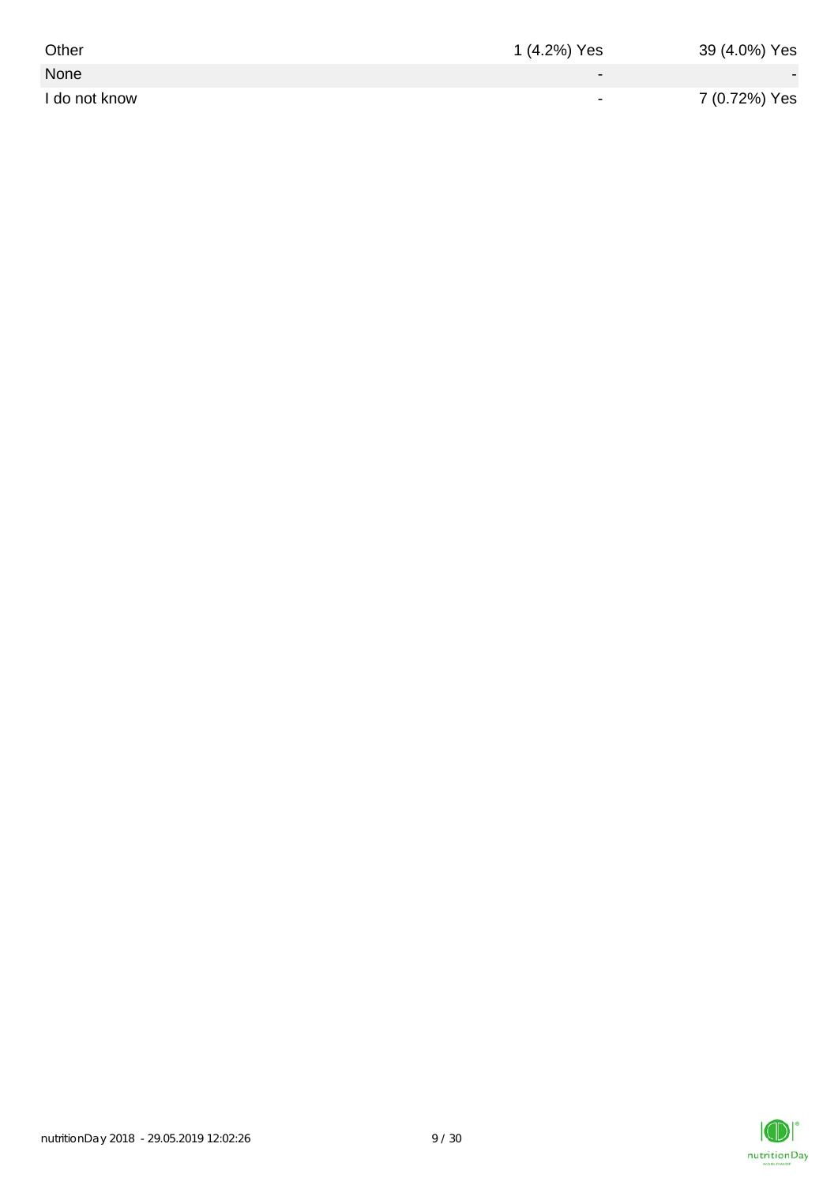| | | |
|---|---|---|
| Other | 1 (4.2%) Yes | 39 (4.0%) Yes |
| None | - | - |
| I do not know | - | 7 (0.72%) Yes |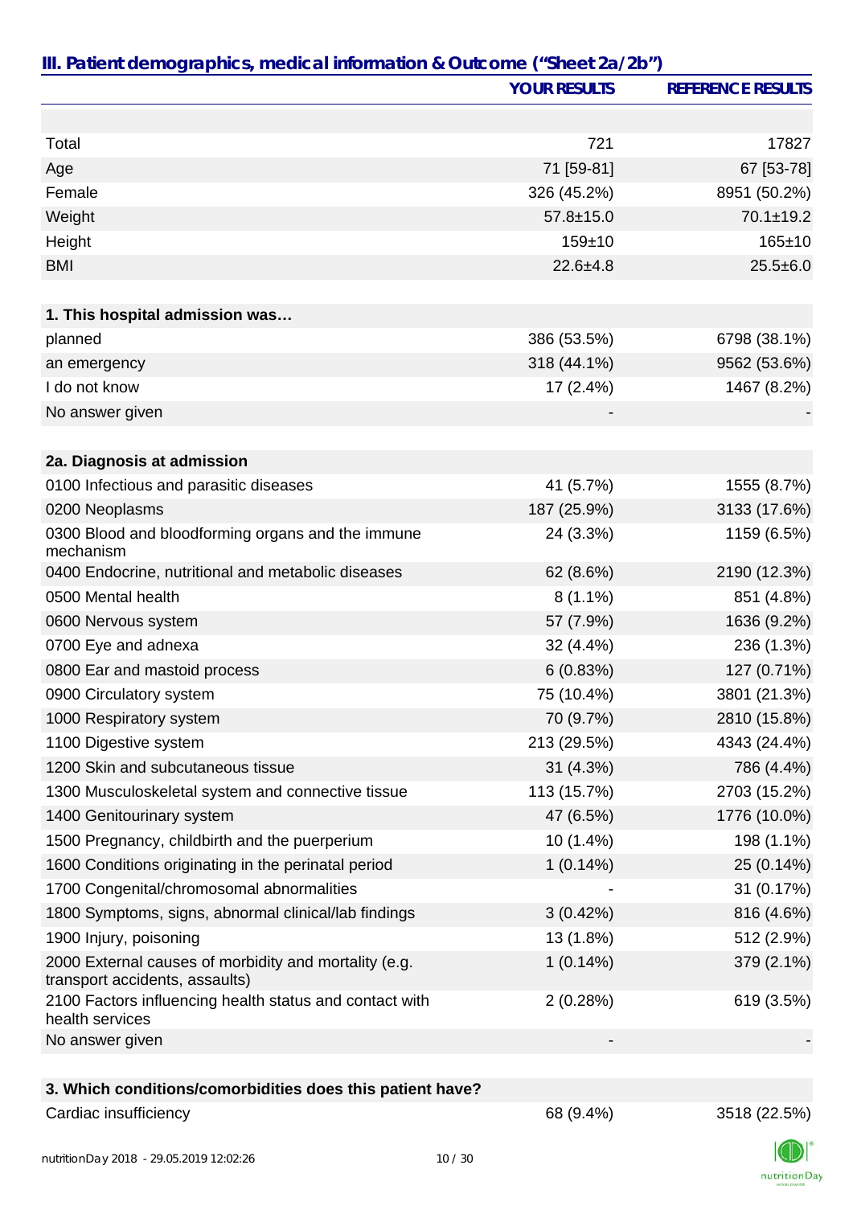## III. Patient demographics, medical information & Outcome ("Sheet 2a/2b")

| | YOUR RESULTS | REFERENCE RESULTS |
|---|---|---|
| | | |
| Total | 721 | 17827 |
| Age | 71 [59-81] | 67 [53-78] |
| Female | 326 (45.2%) | 8951 (50.2%) |
| Weight | 57.8±15.0 | 70.1±19.2 |
| Height | 159±10 | 165±10 |
| BMI | 22.6±4.8 | 25.5±6.0 |
| | | |
| **1. This hospital admission was…** | | |
| planned | 386 (53.5%) | 6798 (38.1%) |
| an emergency | 318 (44.1%) | 9562 (53.6%) |
| I do not know | 17 (2.4%) | 1467 (8.2%) |
| No answer given | - | - |
| | | |
| **2a. Diagnosis at admission** | | |
| 0100 Infectious and parasitic diseases | 41 (5.7%) | 1555 (8.7%) |
| 0200 Neoplasms | 187 (25.9%) | 3133 (17.6%) |
| 0300 Blood and bloodforming organs and the immune mechanism | 24 (3.3%) | 1159 (6.5%) |
| 0400 Endocrine, nutritional and metabolic diseases | 62 (8.6%) | 2190 (12.3%) |
| 0500 Mental health | 8 (1.1%) | 851 (4.8%) |
| 0600 Nervous system | 57 (7.9%) | 1636 (9.2%) |
| 0700 Eye and adnexa | 32 (4.4%) | 236 (1.3%) |
| 0800 Ear and mastoid process | 6 (0.83%) | 127 (0.71%) |
| 0900 Circulatory system | 75 (10.4%) | 3801 (21.3%) |
| 1000 Respiratory system | 70 (9.7%) | 2810 (15.8%) |
| 1100 Digestive system | 213 (29.5%) | 4343 (24.4%) |
| 1200 Skin and subcutaneous tissue | 31 (4.3%) | 786 (4.4%) |
| 1300 Musculoskeletal system and connective tissue | 113 (15.7%) | 2703 (15.2%) |
| 1400 Genitourinary system | 47 (6.5%) | 1776 (10.0%) |
| 1500 Pregnancy, childbirth and the puerperium | 10 (1.4%) | 198 (1.1%) |
| 1600 Conditions originating in the perinatal period | 1 (0.14%) | 25 (0.14%) |
| 1700 Congenital/chromosomal abnormalities | - | 31 (0.17%) |
| 1800 Symptoms, signs, abnormal clinical/lab findings | 3 (0.42%) | 816 (4.6%) |
| 1900 Injury, poisoning | 13 (1.8%) | 512 (2.9%) |
| 2000 External causes of morbidity and mortality (e.g. transport accidents, assaults) | 1 (0.14%) | 379 (2.1%) |
| 2100 Factors influencing health status and contact with health services | 2 (0.28%) | 619 (3.5%) |
| No answer given | - | - |
| | | |
| **3. Which conditions/comorbidities does this patient have?** | | |
| Cardiac insufficiency | 68 (9.4%) | 3518 (22.5%) |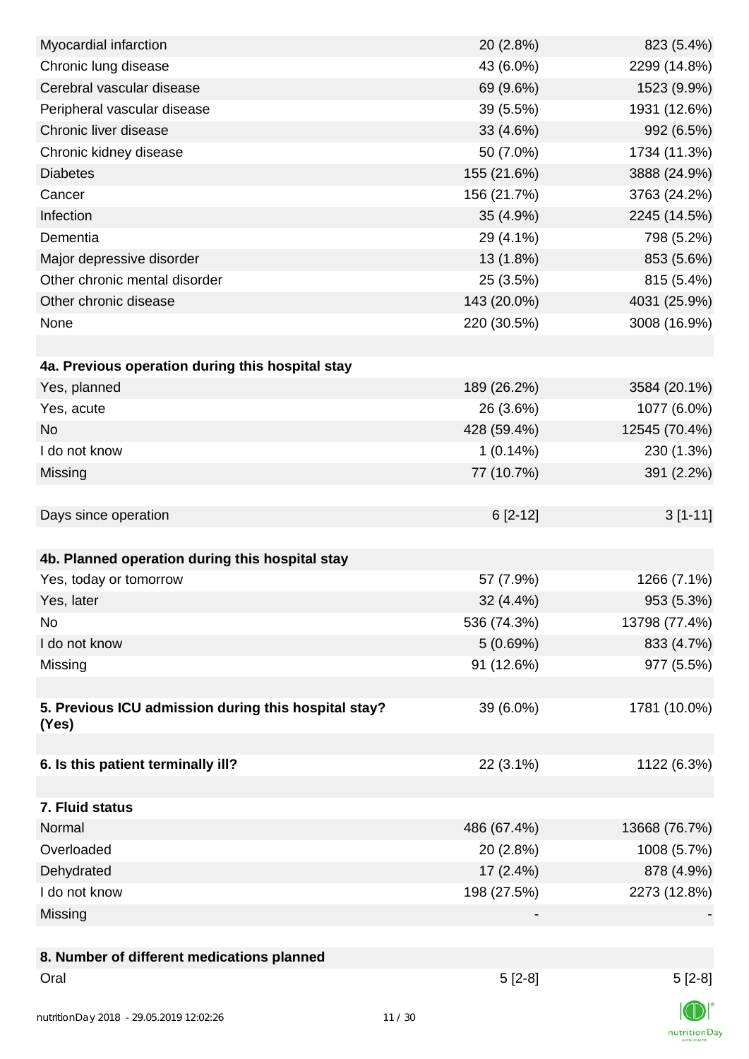| | | |
|---|---|---|
| Myocardial infarction | 20 (2.8%) | 823 (5.4%) |
| Chronic lung disease | 43 (6.0%) | 2299 (14.8%) |
| Cerebral vascular disease | 69 (9.6%) | 1523 (9.9%) |
| Peripheral vascular disease | 39 (5.5%) | 1931 (12.6%) |
| Chronic liver disease | 33 (4.6%) | 992 (6.5%) |
| Chronic kidney disease | 50 (7.0%) | 1734 (11.3%) |
| Diabetes | 155 (21.6%) | 3888 (24.9%) |
| Cancer | 156 (21.7%) | 3763 (24.2%) |
| Infection | 35 (4.9%) | 2245 (14.5%) |
| Dementia | 29 (4.1%) | 798 (5.2%) |
| Major depressive disorder | 13 (1.8%) | 853 (5.6%) |
| Other chronic mental disorder | 25 (3.5%) | 815 (5.4%) |
| Other chronic disease | 143 (20.0%) | 4031 (25.9%) |
| None | 220 (30.5%) | 3008 (16.9%) |
| | | |
| **4a. Previous operation during this hospital stay** | | |
| Yes, planned | 189 (26.2%) | 3584 (20.1%) |
| Yes, acute | 26 (3.6%) | 1077 (6.0%) |
| No | 428 (59.4%) | 12545 (70.4%) |
| I do not know | 1 (0.14%) | 230 (1.3%) |
| Missing | 77 (10.7%) | 391 (2.2%) |
| | | |
| Days since operation | 6 [2-12] | 3 [1-11] |
| | | |
| **4b. Planned operation during this hospital stay** | | |
| Yes, today or tomorrow | 57 (7.9%) | 1266 (7.1%) |
| Yes, later | 32 (4.4%) | 953 (5.3%) |
| No | 536 (74.3%) | 13798 (77.4%) |
| I do not know | 5 (0.69%) | 833 (4.7%) |
| Missing | 91 (12.6%) | 977 (5.5%) |
| | | |
| **5. Previous ICU admission during this hospital stay? (Yes)** | 39 (6.0%) | 1781 (10.0%) |
| | | |
| **6. Is this patient terminally ill?** | 22 (3.1%) | 1122 (6.3%) |
| | | |
| **7. Fluid status** | | |
| Normal | 486 (67.4%) | 13668 (76.7%) |
| Overloaded | 20 (2.8%) | 1008 (5.7%) |
| Dehydrated | 17 (2.4%) | 878 (4.9%) |
| I do not know | 198 (27.5%) | 2273 (12.8%) |
| Missing | - | - |
| | | |
| **8. Number of different medications planned** | | |
| Oral | 5 [2-8] | 5 [2-8] |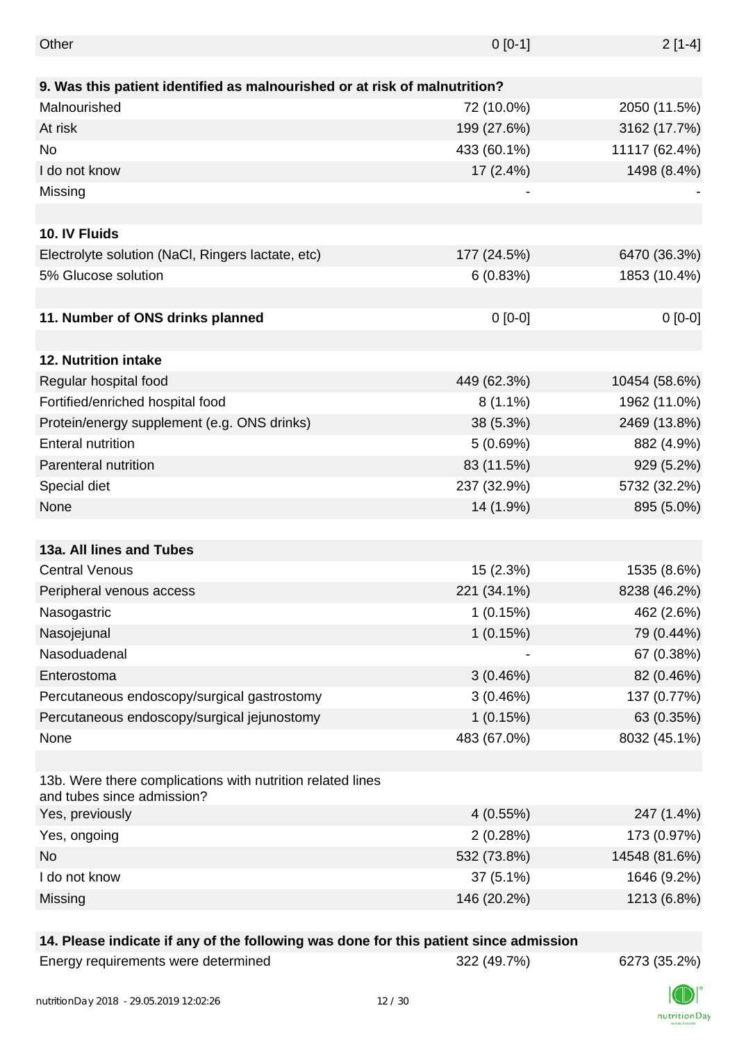| | | |
|---|---|---|
| Other | 0 [0-1] | 2 [1-4] |
| | | |
| **9. Was this patient identified as malnourished or at risk of malnutrition?** | | |
| Malnourished | 72 (10.0%) | 2050 (11.5%) |
| At risk | 199 (27.6%) | 3162 (17.7%) |
| No | 433 (60.1%) | 11117 (62.4%) |
| I do not know | 17 (2.4%) | 1498 (8.4%) |
| Missing | - | - |
| | | |
| **10. IV Fluids** | | |
| Electrolyte solution (NaCl, Ringers lactate, etc) | 177 (24.5%) | 6470 (36.3%) |
| 5% Glucose solution | 6 (0.83%) | 1853 (10.4%) |
| | | |
| **11. Number of ONS drinks planned** | 0 [0-0] | 0 [0-0] |
| | | |
| **12. Nutrition intake** | | |
| Regular hospital food | 449 (62.3%) | 10454 (58.6%) |
| Fortified/enriched hospital food | 8 (1.1%) | 1962 (11.0%) |
| Protein/energy supplement (e.g. ONS drinks) | 38 (5.3%) | 2469 (13.8%) |
| Enteral nutrition | 5 (0.69%) | 882 (4.9%) |
| Parenteral nutrition | 83 (11.5%) | 929 (5.2%) |
| Special diet | 237 (32.9%) | 5732 (32.2%) |
| None | 14 (1.9%) | 895 (5.0%) |
| | | |
| **13a. All lines and Tubes** | | |
| Central Venous | 15 (2.3%) | 1535 (8.6%) |
| Peripheral venous access | 221 (34.1%) | 8238 (46.2%) |
| Nasogastric | 1 (0.15%) | 462 (2.6%) |
| Nasojejunal | 1 (0.15%) | 79 (0.44%) |
| Nasoduadenal | - | 67 (0.38%) |
| Enterostoma | 3 (0.46%) | 82 (0.46%) |
| Percutaneous endoscopy/surgical gastrostomy | 3 (0.46%) | 137 (0.77%) |
| Percutaneous endoscopy/surgical jejunostomy | 1 (0.15%) | 63 (0.35%) |
| None | 483 (67.0%) | 8032 (45.1%) |
| | | |
| 13b. Were there complications with nutrition related lines and tubes since admission? | | |
| Yes, previously | 4 (0.55%) | 247 (1.4%) |
| Yes, ongoing | 2 (0.28%) | 173 (0.97%) |
| No | 532 (73.8%) | 14548 (81.6%) |
| I do not know | 37 (5.1%) | 1646 (9.2%) |
| Missing | 146 (20.2%) | 1213 (6.8%) |
| | | |
| **14. Please indicate if any of the following was done for this patient since admission** | | |
| Energy requirements were determined | 322 (49.7%) | 6273 (35.2%) |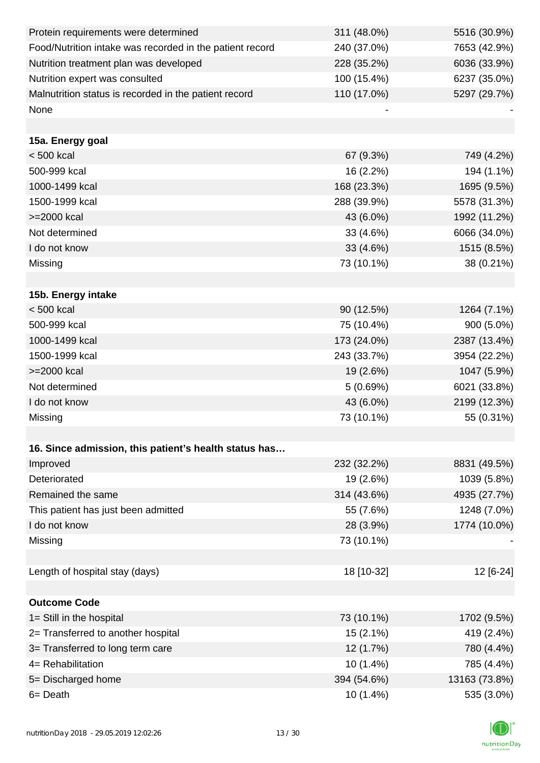| | | |
|---|---|---|
| Protein requirements were determined | 311 (48.0%) | 5516 (30.9%) |
| Food/Nutrition intake was recorded in the patient record | 240 (37.0%) | 7653 (42.9%) |
| Nutrition treatment plan was developed | 228 (35.2%) | 6036 (33.9%) |
| Nutrition expert was consulted | 100 (15.4%) | 6237 (35.0%) |
| Malnutrition status is recorded in the patient record | 110 (17.0%) | 5297 (29.7%) |
| None | - | - |
| | | |
| **15a. Energy goal** | | |
| < 500 kcal | 67 (9.3%) | 749 (4.2%) |
| 500-999 kcal | 16 (2.2%) | 194 (1.1%) |
| 1000-1499 kcal | 168 (23.3%) | 1695 (9.5%) |
| 1500-1999 kcal | 288 (39.9%) | 5578 (31.3%) |
| >=2000 kcal | 43 (6.0%) | 1992 (11.2%) |
| Not determined | 33 (4.6%) | 6066 (34.0%) |
| I do not know | 33 (4.6%) | 1515 (8.5%) |
| Missing | 73 (10.1%) | 38 (0.21%) |
| | | |
| **15b. Energy intake** | | |
| < 500 kcal | 90 (12.5%) | 1264 (7.1%) |
| 500-999 kcal | 75 (10.4%) | 900 (5.0%) |
| 1000-1499 kcal | 173 (24.0%) | 2387 (13.4%) |
| 1500-1999 kcal | 243 (33.7%) | 3954 (22.2%) |
| >=2000 kcal | 19 (2.6%) | 1047 (5.9%) |
| Not determined | 5 (0.69%) | 6021 (33.8%) |
| I do not know | 43 (6.0%) | 2199 (12.3%) |
| Missing | 73 (10.1%) | 55 (0.31%) |
| | | |
| **16. Since admission, this patient's health status has…** | | |
| Improved | 232 (32.2%) | 8831 (49.5%) |
| Deteriorated | 19 (2.6%) | 1039 (5.8%) |
| Remained the same | 314 (43.6%) | 4935 (27.7%) |
| This patient has just been admitted | 55 (7.6%) | 1248 (7.0%) |
| I do not know | 28 (3.9%) | 1774 (10.0%) |
| Missing | 73 (10.1%) | - |
| | | |
| Length of hospital stay (days) | 18 [10-32] | 12 [6-24] |
| | | |
| **Outcome Code** | | |
| 1= Still in the hospital | 73 (10.1%) | 1702 (9.5%) |
| 2= Transferred to another hospital | 15 (2.1%) | 419 (2.4%) |
| 3= Transferred to long term care | 12 (1.7%) | 780 (4.4%) |
| 4= Rehabilitation | 10 (1.4%) | 785 (4.4%) |
| 5= Discharged home | 394 (54.6%) | 13163 (73.8%) |
| 6= Death | 10 (1.4%) | 535 (3.0%) |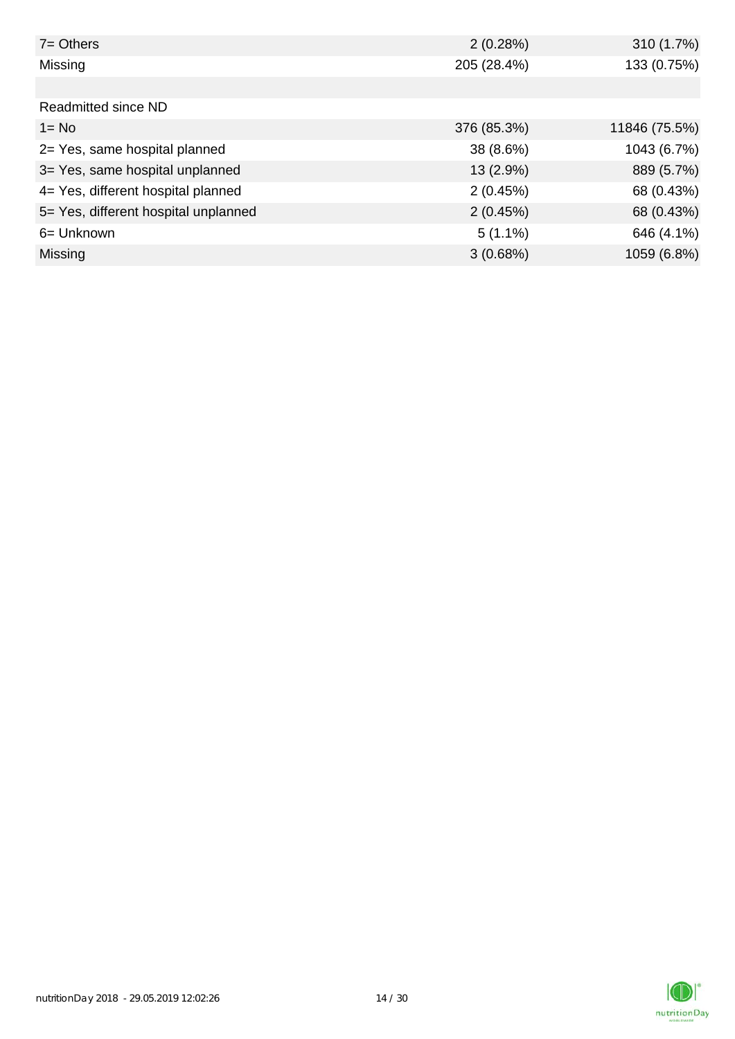| | | |
|---|---|---|
| 7= Others | 2 (0.28%) | 310 (1.7%) |
| Missing | 205 (28.4%) | 133 (0.75%) |
| | | |
| Readmitted since ND | | |
| 1= No | 376 (85.3%) | 11846 (75.5%) |
| 2= Yes, same hospital planned | 38 (8.6%) | 1043 (6.7%) |
| 3= Yes, same hospital unplanned | 13 (2.9%) | 889 (5.7%) |
| 4= Yes, different hospital planned | 2 (0.45%) | 68 (0.43%) |
| 5= Yes, different hospital unplanned | 2 (0.45%) | 68 (0.43%) |
| 6= Unknown | 5 (1.1%) | 646 (4.1%) |
| Missing | 3 (0.68%) | 1059 (6.8%) |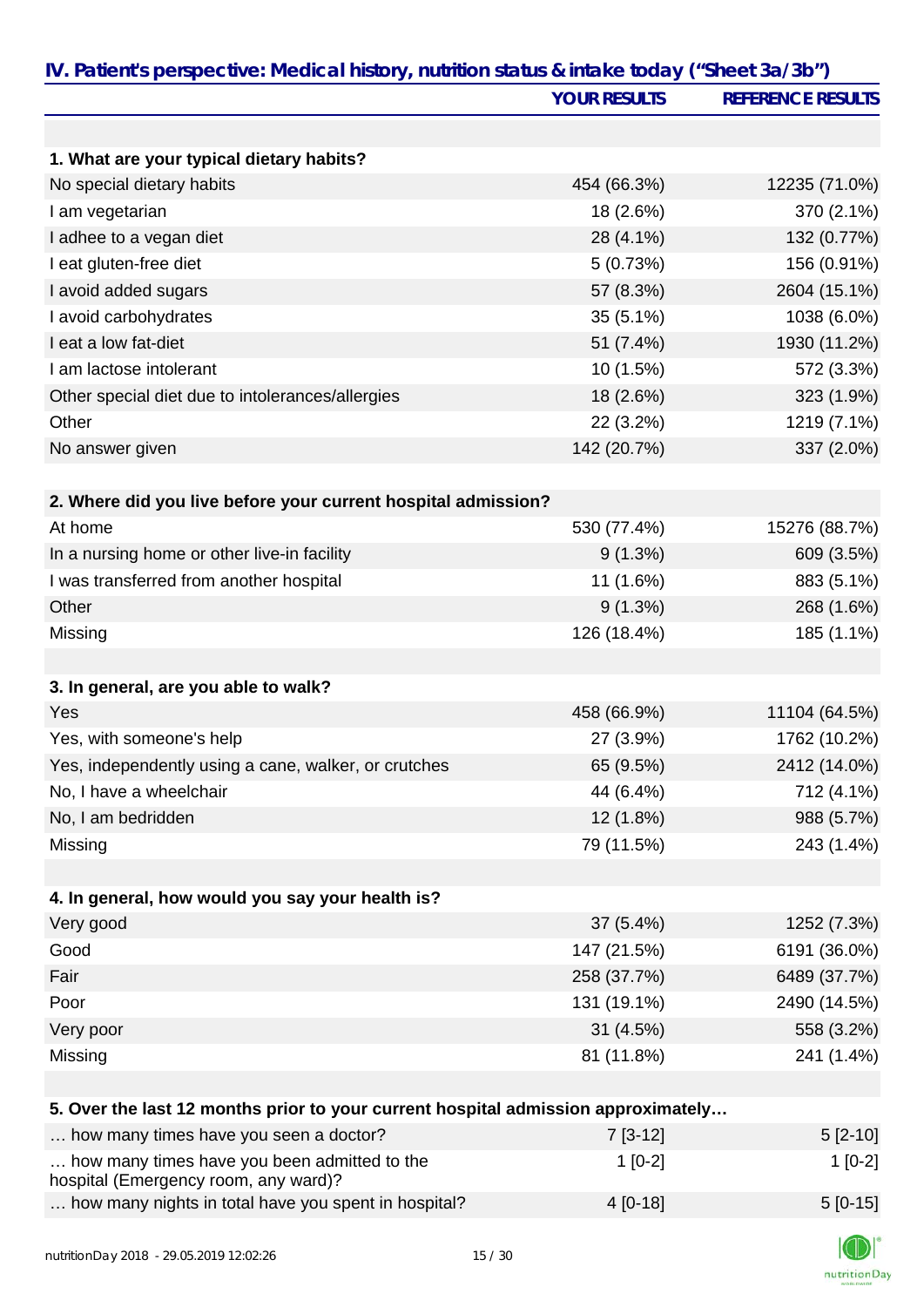## IV. Patient's perspective: Medical history, nutrition status & intake today ("Sheet 3a/3b")

| | YOUR RESULTS | REFERENCE RESULTS |
|---|---|---|
| **1. What are your typical dietary habits?** | | |
| No special dietary habits | 454 (66.3%) | 12235 (71.0%) |
| I am vegetarian | 18 (2.6%) | 370 (2.1%) |
| I adhee to a vegan diet | 28 (4.1%) | 132 (0.77%) |
| I eat gluten-free diet | 5 (0.73%) | 156 (0.91%) |
| I avoid added sugars | 57 (8.3%) | 2604 (15.1%) |
| I avoid carbohydrates | 35 (5.1%) | 1038 (6.0%) |
| I eat a low fat-diet | 51 (7.4%) | 1930 (11.2%) |
| I am lactose intolerant | 10 (1.5%) | 572 (3.3%) |
| Other special diet due to intolerances/allergies | 18 (2.6%) | 323 (1.9%) |
| Other | 22 (3.2%) | 1219 (7.1%) |
| No answer given | 142 (20.7%) | 337 (2.0%) |
| **2. Where did you live before your current hospital admission?** | | |
| At home | 530 (77.4%) | 15276 (88.7%) |
| In a nursing home or other live-in facility | 9 (1.3%) | 609 (3.5%) |
| I was transferred from another hospital | 11 (1.6%) | 883 (5.1%) |
| Other | 9 (1.3%) | 268 (1.6%) |
| Missing | 126 (18.4%) | 185 (1.1%) |
| **3. In general, are you able to walk?** | | |
| Yes | 458 (66.9%) | 11104 (64.5%) |
| Yes, with someone's help | 27 (3.9%) | 1762 (10.2%) |
| Yes, independently using a cane, walker, or crutches | 65 (9.5%) | 2412 (14.0%) |
| No, I have a wheelchair | 44 (6.4%) | 712 (4.1%) |
| No, I am bedridden | 12 (1.8%) | 988 (5.7%) |
| Missing | 79 (11.5%) | 243 (1.4%) |
| **4. In general, how would you say your health is?** | | |
| Very good | 37 (5.4%) | 1252 (7.3%) |
| Good | 147 (21.5%) | 6191 (36.0%) |
| Fair | 258 (37.7%) | 6489 (37.7%) |
| Poor | 131 (19.1%) | 2490 (14.5%) |
| Very poor | 31 (4.5%) | 558 (3.2%) |
| Missing | 81 (11.8%) | 241 (1.4%) |
| **5. Over the last 12 months prior to your current hospital admission approximately…** | | |
| … how many times have you seen a doctor? | 7 [3-12] | 5 [2-10] |
| … how many times have you been admitted to the hospital (Emergency room, any ward)? | 1 [0-2] | 1 [0-2] |
| … how many nights in total have you spent in hospital? | 4 [0-18] | 5 [0-15] |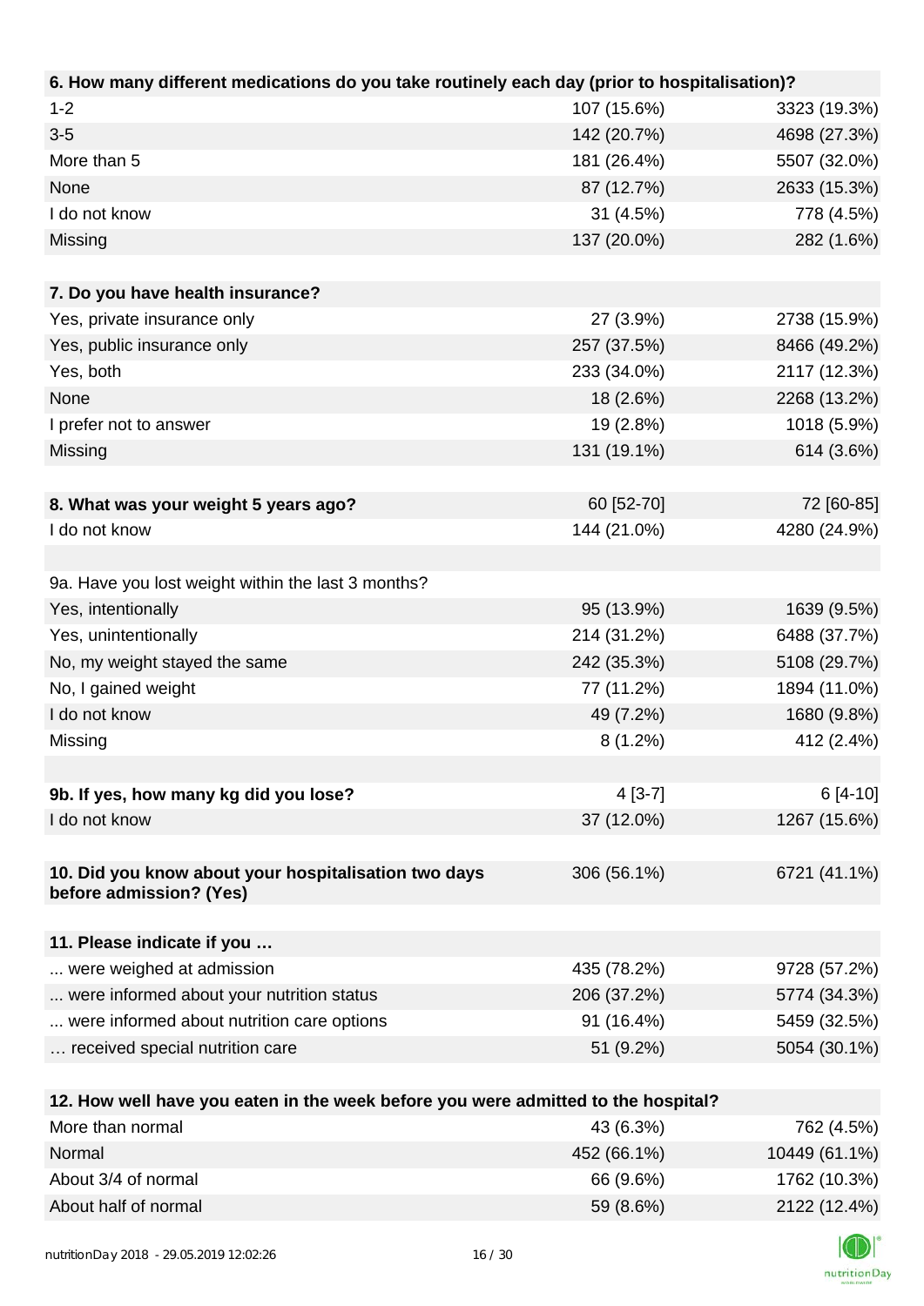| 6. How many different medications do you take routinely each day (prior to hospitalisation)? | | |
|---|---|---|
| 1-2 | 107 (15.6%) | 3323 (19.3%) |
| 3-5 | 142 (20.7%) | 4698 (27.3%) |
| More than 5 | 181 (26.4%) | 5507 (32.0%) |
| None | 87 (12.7%) | 2633 (15.3%) |
| I do not know | 31 (4.5%) | 778 (4.5%) |
| Missing | 137 (20.0%) | 282 (1.6%) |

| 7. Do you have health insurance? | | |
|---|---|---|
| Yes, private insurance only | 27 (3.9%) | 2738 (15.9%) |
| Yes, public insurance only | 257 (37.5%) | 8466 (49.2%) |
| Yes, both | 233 (34.0%) | 2117 (12.3%) |
| None | 18 (2.6%) | 2268 (13.2%) |
| I prefer not to answer | 19 (2.8%) | 1018 (5.9%) |
| Missing | 131 (19.1%) | 614 (3.6%) |

| 8. What was your weight 5 years ago? | 60 [52-70] | 72 [60-85] |
|---|---|---|
| I do not know | 144 (21.0%) | 4280 (24.9%) |

| 9a. Have you lost weight within the last 3 months? | | |
|---|---|---|
| Yes, intentionally | 95 (13.9%) | 1639 (9.5%) |
| Yes, unintentionally | 214 (31.2%) | 6488 (37.7%) |
| No, my weight stayed the same | 242 (35.3%) | 5108 (29.7%) |
| No, I gained weight | 77 (11.2%) | 1894 (11.0%) |
| I do not know | 49 (7.2%) | 1680 (9.8%) |
| Missing | 8 (1.2%) | 412 (2.4%) |

| 9b. If yes, how many kg did you lose? | 4 [3-7] | 6 [4-10] |
|---|---|---|
| I do not know | 37 (12.0%) | 1267 (15.6%) |

| 10. Did you know about your hospitalisation two days before admission? (Yes) | 306 (56.1%) | 6721 (41.1%) |
|---|---|---|

| 11. Please indicate if you … | | |
|---|---|---|
| ... were weighed at admission | 435 (78.2%) | 9728 (57.2%) |
| ... were informed about your nutrition status | 206 (37.2%) | 5774 (34.3%) |
| ... were informed about nutrition care options | 91 (16.4%) | 5459 (32.5%) |
| … received special nutrition care | 51 (9.2%) | 5054 (30.1%) |

| 12. How well have you eaten in the week before you were admitted to the hospital? | | |
|---|---|---|
| More than normal | 43 (6.3%) | 762 (4.5%) |
| Normal | 452 (66.1%) | 10449 (61.1%) |
| About 3/4 of normal | 66 (9.6%) | 1762 (10.3%) |
| About half of normal | 59 (8.6%) | 2122 (12.4%) |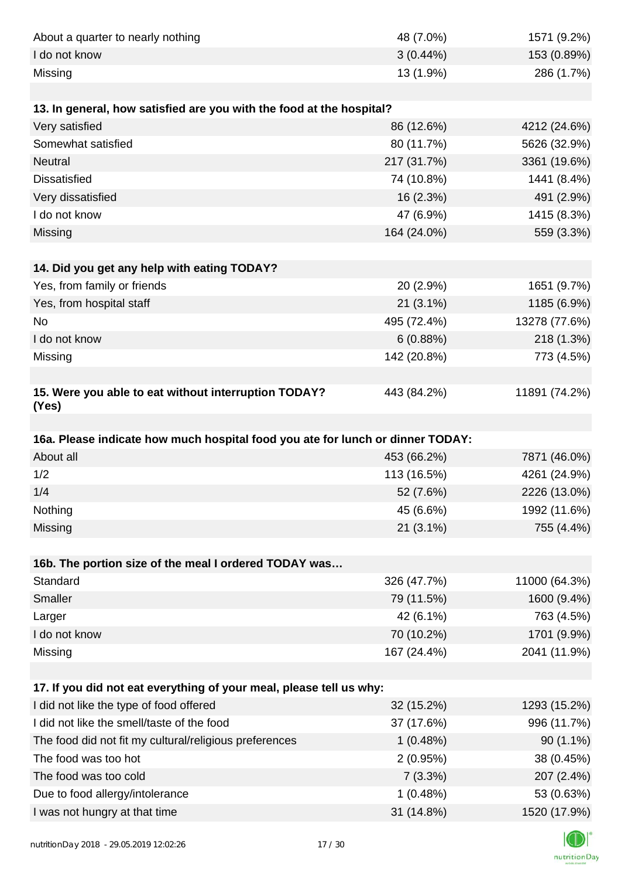| | | |
|---|---|---|
| About a quarter to nearly nothing | 48 (7.0%) | 1571 (9.2%) |
| I do not know | 3 (0.44%) | 153 (0.89%) |
| Missing | 13 (1.9%) | 286 (1.7%) |

| 13. In general, how satisfied are you with the food at the hospital? | | |
|---|---|---|
| Very satisfied | 86 (12.6%) | 4212 (24.6%) |
| Somewhat satisfied | 80 (11.7%) | 5626 (32.9%) |
| Neutral | 217 (31.7%) | 3361 (19.6%) |
| Dissatisfied | 74 (10.8%) | 1441 (8.4%) |
| Very dissatisfied | 16 (2.3%) | 491 (2.9%) |
| I do not know | 47 (6.9%) | 1415 (8.3%) |
| Missing | 164 (24.0%) | 559 (3.3%) |

| 14. Did you get any help with eating TODAY? | | |
|---|---|---|
| Yes, from family or friends | 20 (2.9%) | 1651 (9.7%) |
| Yes, from hospital staff | 21 (3.1%) | 1185 (6.9%) |
| No | 495 (72.4%) | 13278 (77.6%) |
| I do not know | 6 (0.88%) | 218 (1.3%) |
| Missing | 142 (20.8%) | 773 (4.5%) |

| 15. Were you able to eat without interruption TODAY? (Yes) | 443 (84.2%) | 11891 (74.2%) |
|---|---|---|

| 16a. Please indicate how much hospital food you ate for lunch or dinner TODAY: | | |
|---|---|---|
| About all | 453 (66.2%) | 7871 (46.0%) |
| 1/2 | 113 (16.5%) | 4261 (24.9%) |
| 1/4 | 52 (7.6%) | 2226 (13.0%) |
| Nothing | 45 (6.6%) | 1992 (11.6%) |
| Missing | 21 (3.1%) | 755 (4.4%) |

| 16b. The portion size of the meal I ordered TODAY was… | | |
|---|---|---|
| Standard | 326 (47.7%) | 11000 (64.3%) |
| Smaller | 79 (11.5%) | 1600 (9.4%) |
| Larger | 42 (6.1%) | 763 (4.5%) |
| I do not know | 70 (10.2%) | 1701 (9.9%) |
| Missing | 167 (24.4%) | 2041 (11.9%) |

| 17. If you did not eat everything of your meal, please tell us why: | | |
|---|---|---|
| I did not like the type of food offered | 32 (15.2%) | 1293 (15.2%) |
| I did not like the smell/taste of the food | 37 (17.6%) | 996 (11.7%) |
| The food did not fit my cultural/religious preferences | 1 (0.48%) | 90 (1.1%) |
| The food was too hot | 2 (0.95%) | 38 (0.45%) |
| The food was too cold | 7 (3.3%) | 207 (2.4%) |
| Due to food allergy/intolerance | 1 (0.48%) | 53 (0.63%) |
| I was not hungry at that time | 31 (14.8%) | 1520 (17.9%) |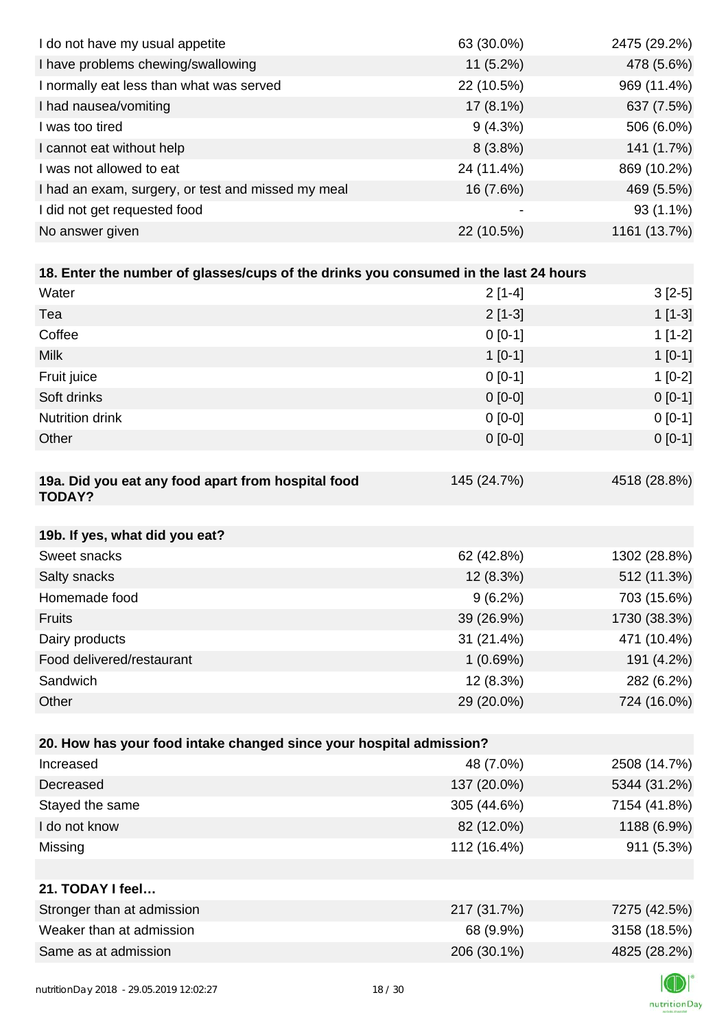| | | |
|---|---|---|
| I do not have my usual appetite | 63 (30.0%) | 2475 (29.2%) |
| I have problems chewing/swallowing | 11 (5.2%) | 478 (5.6%) |
| I normally eat less than what was served | 22 (10.5%) | 969 (11.4%) |
| I had nausea/vomiting | 17 (8.1%) | 637 (7.5%) |
| I was too tired | 9 (4.3%) | 506 (6.0%) |
| I cannot eat without help | 8 (3.8%) | 141 (1.7%) |
| I was not allowed to eat | 24 (11.4%) | 869 (10.2%) |
| I had an exam, surgery, or test and missed my meal | 16 (7.6%) | 469 (5.5%) |
| I did not get requested food | - | 93 (1.1%) |
| No answer given | 22 (10.5%) | 1161 (13.7%) |

| **18. Enter the number of glasses/cups of the drinks you consumed in the last 24 hours** | | |
|---|---|---|
| Water | 2 [1-4] | 3 [2-5] |
| Tea | 2 [1-3] | 1 [1-3] |
| Coffee | 0 [0-1] | 1 [1-2] |
| Milk | 1 [0-1] | 1 [0-1] |
| Fruit juice | 0 [0-1] | 1 [0-2] |
| Soft drinks | 0 [0-0] | 0 [0-1] |
| Nutrition drink | 0 [0-0] | 0 [0-1] |
| Other | 0 [0-0] | 0 [0-1] |

| **19a. Did you eat any food apart from hospital food TODAY?** | 145 (24.7%) | 4518 (28.8%) |
|---|---|---|

| **19b. If yes, what did you eat?** | | |
|---|---|---|
| Sweet snacks | 62 (42.8%) | 1302 (28.8%) |
| Salty snacks | 12 (8.3%) | 512 (11.3%) |
| Homemade food | 9 (6.2%) | 703 (15.6%) |
| Fruits | 39 (26.9%) | 1730 (38.3%) |
| Dairy products | 31 (21.4%) | 471 (10.4%) |
| Food delivered/restaurant | 1 (0.69%) | 191 (4.2%) |
| Sandwich | 12 (8.3%) | 282 (6.2%) |
| Other | 29 (20.0%) | 724 (16.0%) |

| **20. How has your food intake changed since your hospital admission?** | | |
|---|---|---|
| Increased | 48 (7.0%) | 2508 (14.7%) |
| Decreased | 137 (20.0%) | 5344 (31.2%) |
| Stayed the same | 305 (44.6%) | 7154 (41.8%) |
| I do not know | 82 (12.0%) | 1188 (6.9%) |
| Missing | 112 (16.4%) | 911 (5.3%) |

| **21. TODAY I feel…** | | |
|---|---|---|
| Stronger than at admission | 217 (31.7%) | 7275 (42.5%) |
| Weaker than at admission | 68 (9.9%) | 3158 (18.5%) |
| Same as at admission | 206 (30.1%) | 4825 (28.2%) |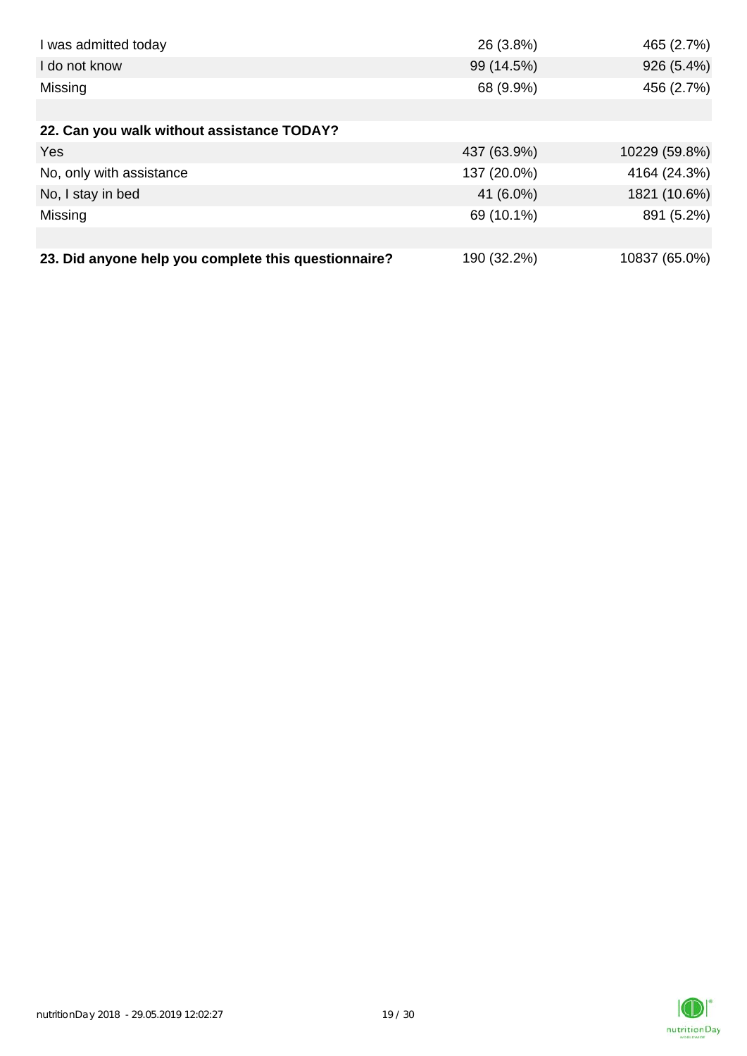| | | |
|---|---|---|
| I was admitted today | 26 (3.8%) | 465 (2.7%) |
| I do not know | 99 (14.5%) | 926 (5.4%) |
| Missing | 68 (9.9%) | 456 (2.7%) |
| | | |
| **22. Can you walk without assistance TODAY?** | | |
| Yes | 437 (63.9%) | 10229 (59.8%) |
| No, only with assistance | 137 (20.0%) | 4164 (24.3%) |
| No, I stay in bed | 41 (6.0%) | 1821 (10.6%) |
| Missing | 69 (10.1%) | 891 (5.2%) |
| | | |
| **23. Did anyone help you complete this questionnaire?** | 190 (32.2%) | 10837 (65.0%) |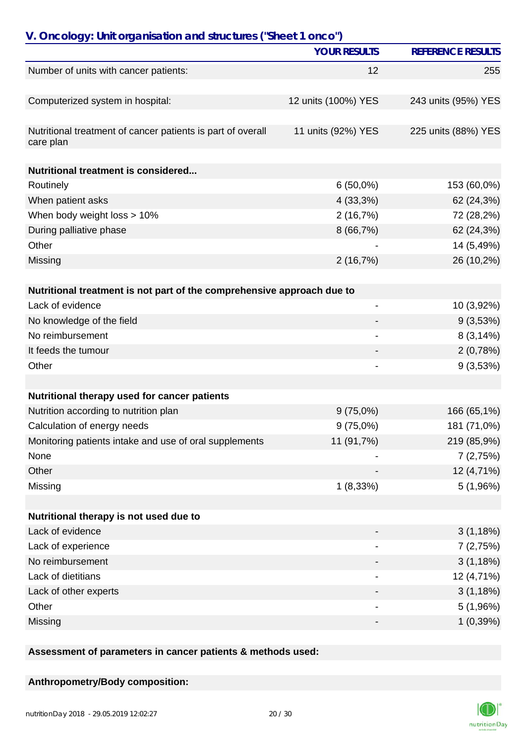## V. Oncology: Unit organisation and structures ("Sheet 1 onco")

| | YOUR RESULTS | REFERENCE RESULTS |
|---|---|---|
| Number of units with cancer patients: | 12 | 255 |
| Computerized system in hospital: | 12 units (100%) YES | 243 units (95%) YES |
| Nutritional treatment of cancer patients is part of overall care plan | 11 units (92%) YES | 225 units (88%) YES |
| **Nutritional treatment is considered...** | | |
| Routinely | 6 (50,0%) | 153 (60,0%) |
| When patient asks | 4 (33,3%) | 62 (24,3%) |
| When body weight loss > 10% | 2 (16,7%) | 72 (28,2%) |
| During palliative phase | 8 (66,7%) | 62 (24,3%) |
| Other | - | 14 (5,49%) |
| Missing | 2 (16,7%) | 26 (10,2%) |
| **Nutritional treatment is not part of the comprehensive approach due to** | | |
| Lack of evidence | - | 10 (3,92%) |
| No knowledge of the field | - | 9 (3,53%) |
| No reimbursement | - | 8 (3,14%) |
| It feeds the tumour | - | 2 (0,78%) |
| Other | - | 9 (3,53%) |
| **Nutritional therapy used for cancer patients** | | |
| Nutrition according to nutrition plan | 9 (75,0%) | 166 (65,1%) |
| Calculation of energy needs | 9 (75,0%) | 181 (71,0%) |
| Monitoring patients intake and use of oral supplements | 11 (91,7%) | 219 (85,9%) |
| None | - | 7 (2,75%) |
| Other | - | 12 (4,71%) |
| Missing | 1 (8,33%) | 5 (1,96%) |
| **Nutritional therapy is not used due to** | | |
| Lack of evidence | - | 3 (1,18%) |
| Lack of experience | - | 7 (2,75%) |
| No reimbursement | - | 3 (1,18%) |
| Lack of dietitians | - | 12 (4,71%) |
| Lack of other experts | - | 3 (1,18%) |
| Other | - | 5 (1,96%) |
| Missing | - | 1 (0,39%) |

**Assessment of parameters in cancer patients & methods used:**

**Anthropometry/Body composition:**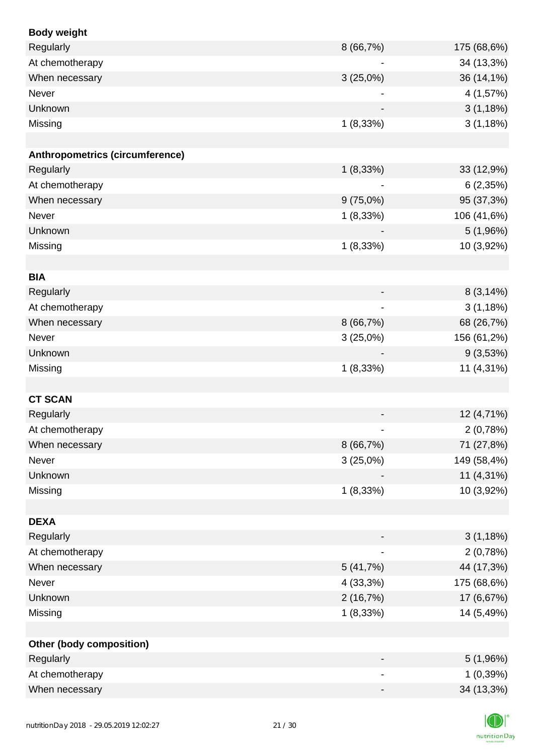| **Body weight** | | |
|---|---|---|
| Regularly | 8 (66,7%) | 175 (68,6%) |
| At chemotherapy | - | 34 (13,3%) |
| When necessary | 3 (25,0%) | 36 (14,1%) |
| Never | - | 4 (1,57%) |
| Unknown | - | 3 (1,18%) |
| Missing | 1 (8,33%) | 3 (1,18%) |
| | | |
| **Anthropometrics (circumference)** | | |
| Regularly | 1 (8,33%) | 33 (12,9%) |
| At chemotherapy | - | 6 (2,35%) |
| When necessary | 9 (75,0%) | 95 (37,3%) |
| Never | 1 (8,33%) | 106 (41,6%) |
| Unknown | - | 5 (1,96%) |
| Missing | 1 (8,33%) | 10 (3,92%) |
| | | |
| **BIA** | | |
| Regularly | - | 8 (3,14%) |
| At chemotherapy | - | 3 (1,18%) |
| When necessary | 8 (66,7%) | 68 (26,7%) |
| Never | 3 (25,0%) | 156 (61,2%) |
| Unknown | - | 9 (3,53%) |
| Missing | 1 (8,33%) | 11 (4,31%) |
| | | |
| **CT SCAN** | | |
| Regularly | - | 12 (4,71%) |
| At chemotherapy | - | 2 (0,78%) |
| When necessary | 8 (66,7%) | 71 (27,8%) |
| Never | 3 (25,0%) | 149 (58,4%) |
| Unknown | - | 11 (4,31%) |
| Missing | 1 (8,33%) | 10 (3,92%) |
| | | |
| **DEXA** | | |
| Regularly | - | 3 (1,18%) |
| At chemotherapy | - | 2 (0,78%) |
| When necessary | 5 (41,7%) | 44 (17,3%) |
| Never | 4 (33,3%) | 175 (68,6%) |
| Unknown | 2 (16,7%) | 17 (6,67%) |
| Missing | 1 (8,33%) | 14 (5,49%) |
| | | |
| **Other (body composition)** | | |
| Regularly | - | 5 (1,96%) |
| At chemotherapy | - | 1 (0,39%) |
| When necessary | - | 34 (13,3%) |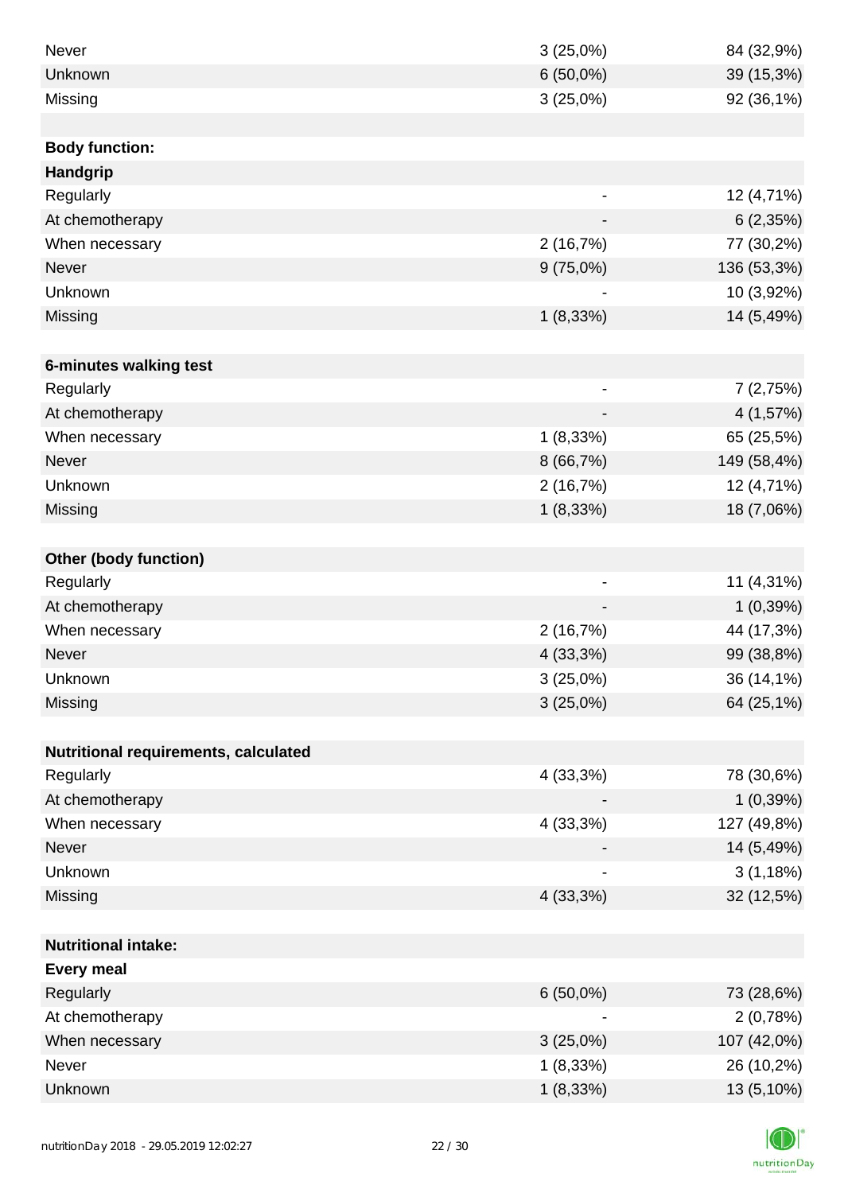| | | |
|---|---|---|
| Never | 3 (25,0%) | 84 (32,9%) |
| Unknown | 6 (50,0%) | 39 (15,3%) |
| Missing | 3 (25,0%) | 92 (36,1%) |
| | | |
| **Body function:** | | |
| **Handgrip** | | |
| Regularly | - | 12 (4,71%) |
| At chemotherapy | - | 6 (2,35%) |
| When necessary | 2 (16,7%) | 77 (30,2%) |
| Never | 9 (75,0%) | 136 (53,3%) |
| Unknown | - | 10 (3,92%) |
| Missing | 1 (8,33%) | 14 (5,49%) |
| | | |
| **6-minutes walking test** | | |
| Regularly | - | 7 (2,75%) |
| At chemotherapy | - | 4 (1,57%) |
| When necessary | 1 (8,33%) | 65 (25,5%) |
| Never | 8 (66,7%) | 149 (58,4%) |
| Unknown | 2 (16,7%) | 12 (4,71%) |
| Missing | 1 (8,33%) | 18 (7,06%) |
| | | |
| **Other (body function)** | | |
| Regularly | - | 11 (4,31%) |
| At chemotherapy | - | 1 (0,39%) |
| When necessary | 2 (16,7%) | 44 (17,3%) |
| Never | 4 (33,3%) | 99 (38,8%) |
| Unknown | 3 (25,0%) | 36 (14,1%) |
| Missing | 3 (25,0%) | 64 (25,1%) |
| | | |
| **Nutritional requirements, calculated** | | |
| Regularly | 4 (33,3%) | 78 (30,6%) |
| At chemotherapy | - | 1 (0,39%) |
| When necessary | 4 (33,3%) | 127 (49,8%) |
| Never | - | 14 (5,49%) |
| Unknown | - | 3 (1,18%) |
| Missing | 4 (33,3%) | 32 (12,5%) |
| | | |
| **Nutritional intake:** | | |
| **Every meal** | | |
| Regularly | 6 (50,0%) | 73 (28,6%) |
| At chemotherapy | - | 2 (0,78%) |
| When necessary | 3 (25,0%) | 107 (42,0%) |
| Never | 1 (8,33%) | 26 (10,2%) |
| Unknown | 1 (8,33%) | 13 (5,10%) |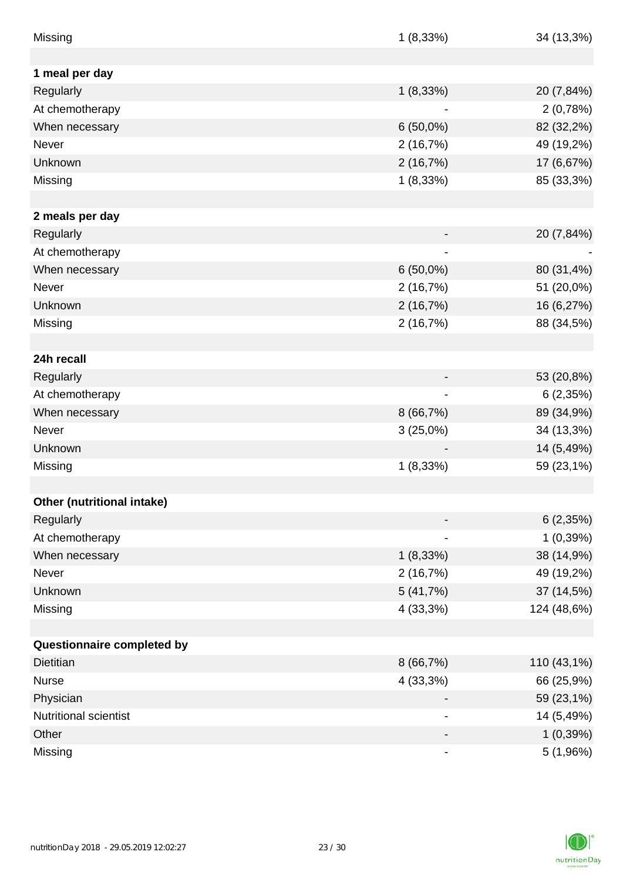| | | |
|---|---|---|
| Missing | 1 (8,33%) | 34 (13,3%) |
| | | |
| **1 meal per day** | | |
| Regularly | 1 (8,33%) | 20 (7,84%) |
| At chemotherapy | - | 2 (0,78%) |
| When necessary | 6 (50,0%) | 82 (32,2%) |
| Never | 2 (16,7%) | 49 (19,2%) |
| Unknown | 2 (16,7%) | 17 (6,67%) |
| Missing | 1 (8,33%) | 85 (33,3%) |
| | | |
| **2 meals per day** | | |
| Regularly | - | 20 (7,84%) |
| At chemotherapy | - | - |
| When necessary | 6 (50,0%) | 80 (31,4%) |
| Never | 2 (16,7%) | 51 (20,0%) |
| Unknown | 2 (16,7%) | 16 (6,27%) |
| Missing | 2 (16,7%) | 88 (34,5%) |
| | | |
| **24h recall** | | |
| Regularly | - | 53 (20,8%) |
| At chemotherapy | - | 6 (2,35%) |
| When necessary | 8 (66,7%) | 89 (34,9%) |
| Never | 3 (25,0%) | 34 (13,3%) |
| Unknown | - | 14 (5,49%) |
| Missing | 1 (8,33%) | 59 (23,1%) |
| | | |
| **Other (nutritional intake)** | | |
| Regularly | - | 6 (2,35%) |
| At chemotherapy | - | 1 (0,39%) |
| When necessary | 1 (8,33%) | 38 (14,9%) |
| Never | 2 (16,7%) | 49 (19,2%) |
| Unknown | 5 (41,7%) | 37 (14,5%) |
| Missing | 4 (33,3%) | 124 (48,6%) |
| | | |
| **Questionnaire completed by** | | |
| Dietitian | 8 (66,7%) | 110 (43,1%) |
| Nurse | 4 (33,3%) | 66 (25,9%) |
| Physician | - | 59 (23,1%) |
| Nutritional scientist | - | 14 (5,49%) |
| Other | - | 1 (0,39%) |
| Missing | - | 5 (1,96%) |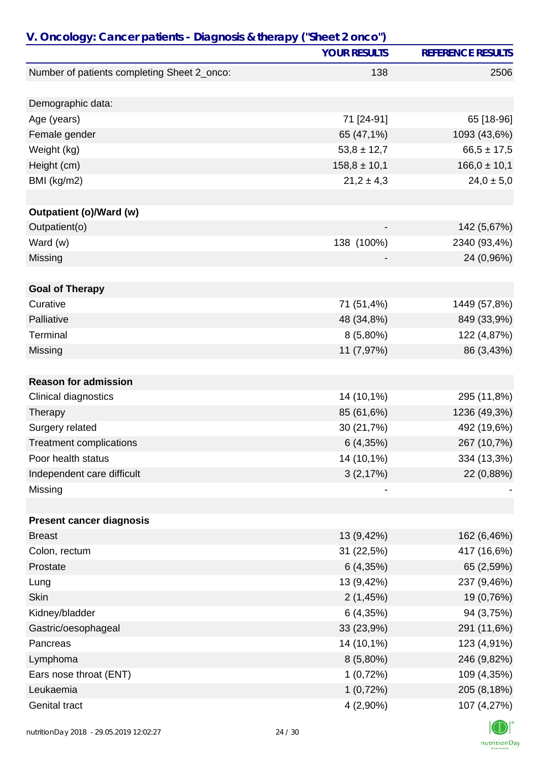## V. Oncology: Cancer patients - Diagnosis & therapy ("Sheet 2 onco")

| | YOUR RESULTS | REFERENCE RESULTS |
|---|---|---|
| Number of patients completing Sheet 2_onco: | 138 | 2506 |
| | | |
| Demographic data: | | |
| Age (years) | 71 [24-91] | 65 [18-96] |
| Female gender | 65 (47,1%) | 1093 (43,6%) |
| Weight (kg) | 53,8 ± 12,7 | 66,5 ± 17,5 |
| Height (cm) | 158,8 ± 10,1 | 166,0 ± 10,1 |
| BMI (kg/m2) | 21,2 ± 4,3 | 24,0 ± 5,0 |
| | | |
| **Outpatient (o)/Ward (w)** | | |
| Outpatient(o) | - | 142 (5,67%) |
| Ward (w) | 138 (100%) | 2340 (93,4%) |
| Missing | - | 24 (0,96%) |
| | | |
| **Goal of Therapy** | | |
| Curative | 71 (51,4%) | 1449 (57,8%) |
| Palliative | 48 (34,8%) | 849 (33,9%) |
| Terminal | 8 (5,80%) | 122 (4,87%) |
| Missing | 11 (7,97%) | 86 (3,43%) |
| | | |
| **Reason for admission** | | |
| Clinical diagnostics | 14 (10,1%) | 295 (11,8%) |
| Therapy | 85 (61,6%) | 1236 (49,3%) |
| Surgery related | 30 (21,7%) | 492 (19,6%) |
| Treatment complications | 6 (4,35%) | 267 (10,7%) |
| Poor health status | 14 (10,1%) | 334 (13,3%) |
| Independent care difficult | 3 (2,17%) | 22 (0,88%) |
| Missing | - | - |
| | | |
| **Present cancer diagnosis** | | |
| Breast | 13 (9,42%) | 162 (6,46%) |
| Colon, rectum | 31 (22,5%) | 417 (16,6%) |
| Prostate | 6 (4,35%) | 65 (2,59%) |
| Lung | 13 (9,42%) | 237 (9,46%) |
| Skin | 2 (1,45%) | 19 (0,76%) |
| Kidney/bladder | 6 (4,35%) | 94 (3,75%) |
| Gastric/oesophageal | 33 (23,9%) | 291 (11,6%) |
| Pancreas | 14 (10,1%) | 123 (4,91%) |
| Lymphoma | 8 (5,80%) | 246 (9,82%) |
| Ears nose throat (ENT) | 1 (0,72%) | 109 (4,35%) |
| Leukaemia | 1 (0,72%) | 205 (8,18%) |
| Genital tract | 4 (2,90%) | 107 (4,27%) |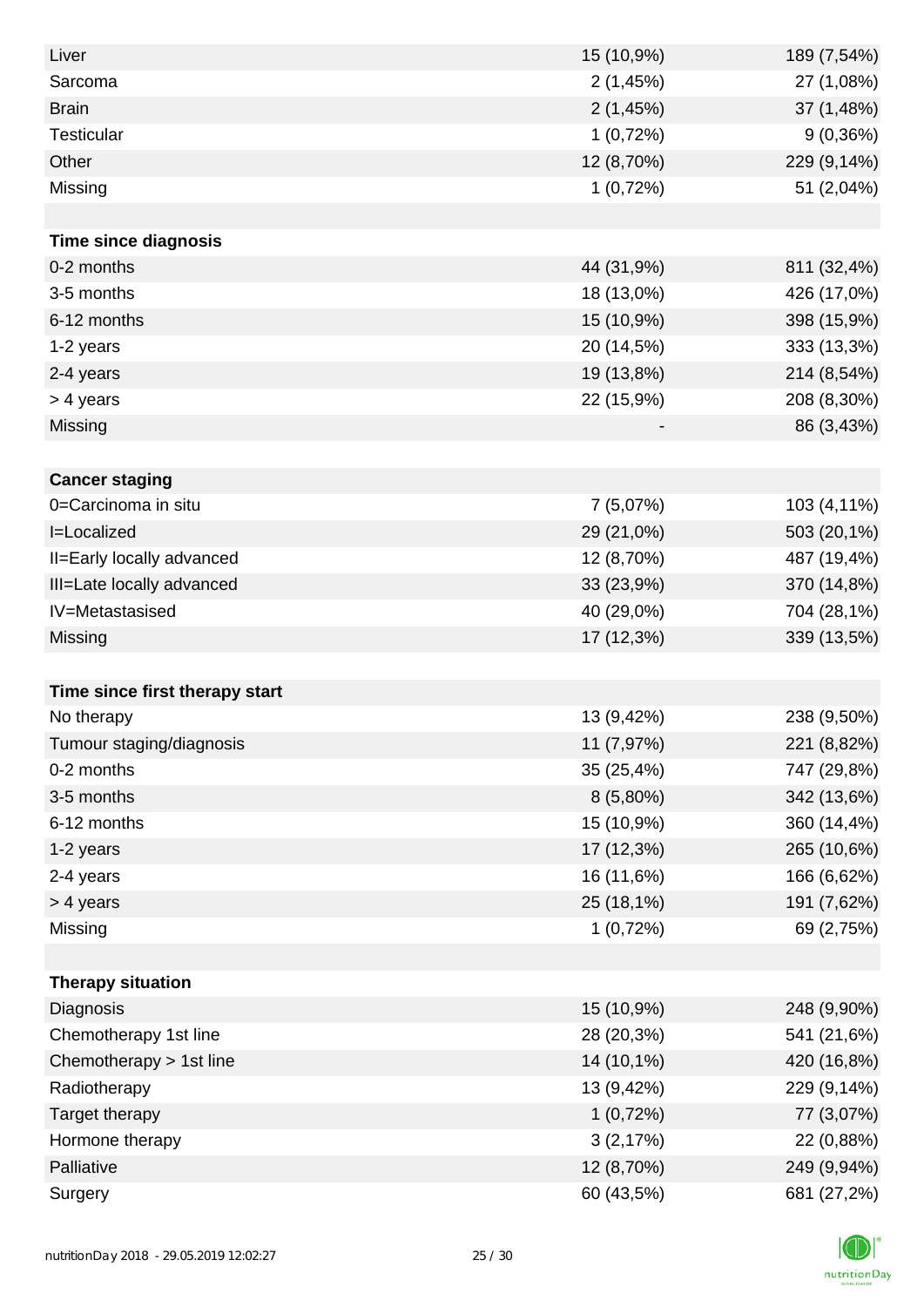| | | |
|---|---|---|
| Liver | 15 (10,9%) | 189 (7,54%) |
| Sarcoma | 2 (1,45%) | 27 (1,08%) |
| Brain | 2 (1,45%) | 37 (1,48%) |
| Testicular | 1 (0,72%) | 9 (0,36%) |
| Other | 12 (8,70%) | 229 (9,14%) |
| Missing | 1 (0,72%) | 51 (2,04%) |
| | | |
| **Time since diagnosis** | | |
| 0-2 months | 44 (31,9%) | 811 (32,4%) |
| 3-5 months | 18 (13,0%) | 426 (17,0%) |
| 6-12 months | 15 (10,9%) | 398 (15,9%) |
| 1-2 years | 20 (14,5%) | 333 (13,3%) |
| 2-4 years | 19 (13,8%) | 214 (8,54%) |
| > 4 years | 22 (15,9%) | 208 (8,30%) |
| Missing | - | 86 (3,43%) |
| | | |
| **Cancer staging** | | |
| 0=Carcinoma in situ | 7 (5,07%) | 103 (4,11%) |
| I=Localized | 29 (21,0%) | 503 (20,1%) |
| II=Early locally advanced | 12 (8,70%) | 487 (19,4%) |
| III=Late locally advanced | 33 (23,9%) | 370 (14,8%) |
| IV=Metastasised | 40 (29,0%) | 704 (28,1%) |
| Missing | 17 (12,3%) | 339 (13,5%) |
| | | |
| **Time since first therapy start** | | |
| No therapy | 13 (9,42%) | 238 (9,50%) |
| Tumour staging/diagnosis | 11 (7,97%) | 221 (8,82%) |
| 0-2 months | 35 (25,4%) | 747 (29,8%) |
| 3-5 months | 8 (5,80%) | 342 (13,6%) |
| 6-12 months | 15 (10,9%) | 360 (14,4%) |
| 1-2 years | 17 (12,3%) | 265 (10,6%) |
| 2-4 years | 16 (11,6%) | 166 (6,62%) |
| > 4 years | 25 (18,1%) | 191 (7,62%) |
| Missing | 1 (0,72%) | 69 (2,75%) |
| | | |
| **Therapy situation** | | |
| Diagnosis | 15 (10,9%) | 248 (9,90%) |
| Chemotherapy 1st line | 28 (20,3%) | 541 (21,6%) |
| Chemotherapy > 1st line | 14 (10,1%) | 420 (16,8%) |
| Radiotherapy | 13 (9,42%) | 229 (9,14%) |
| Target therapy | 1 (0,72%) | 77 (3,07%) |
| Hormone therapy | 3 (2,17%) | 22 (0,88%) |
| Palliative | 12 (8,70%) | 249 (9,94%) |
| Surgery | 60 (43,5%) | 681 (27,2%) |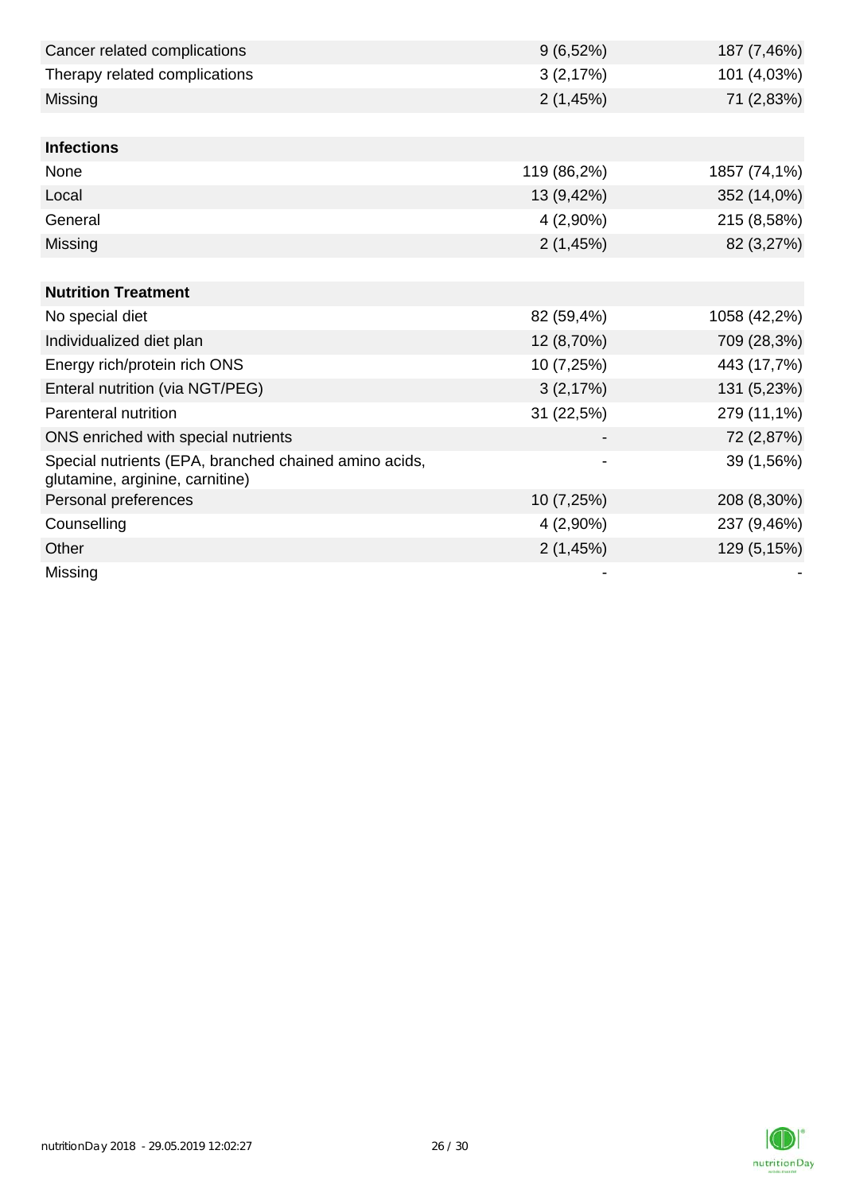| | | |
|---|---|---|
| Cancer related complications | 9 (6,52%) | 187 (7,46%) |
| Therapy related complications | 3 (2,17%) | 101 (4,03%) |
| Missing | 2 (1,45%) | 71 (2,83%) |
| | | |
| **Infections** | | |
| None | 119 (86,2%) | 1857 (74,1%) |
| Local | 13 (9,42%) | 352 (14,0%) |
| General | 4 (2,90%) | 215 (8,58%) |
| Missing | 2 (1,45%) | 82 (3,27%) |
| | | |
| **Nutrition Treatment** | | |
| No special diet | 82 (59,4%) | 1058 (42,2%) |
| Individualized diet plan | 12 (8,70%) | 709 (28,3%) |
| Energy rich/protein rich ONS | 10 (7,25%) | 443 (17,7%) |
| Enteral nutrition (via NGT/PEG) | 3 (2,17%) | 131 (5,23%) |
| Parenteral nutrition | 31 (22,5%) | 279 (11,1%) |
| ONS enriched with special nutrients | - | 72 (2,87%) |
| Special nutrients (EPA, branched chained amino acids, glutamine, arginine, carnitine) | - | 39 (1,56%) |
| Personal preferences | 10 (7,25%) | 208 (8,30%) |
| Counselling | 4 (2,90%) | 237 (9,46%) |
| Other | 2 (1,45%) | 129 (5,15%) |
| Missing | - | - |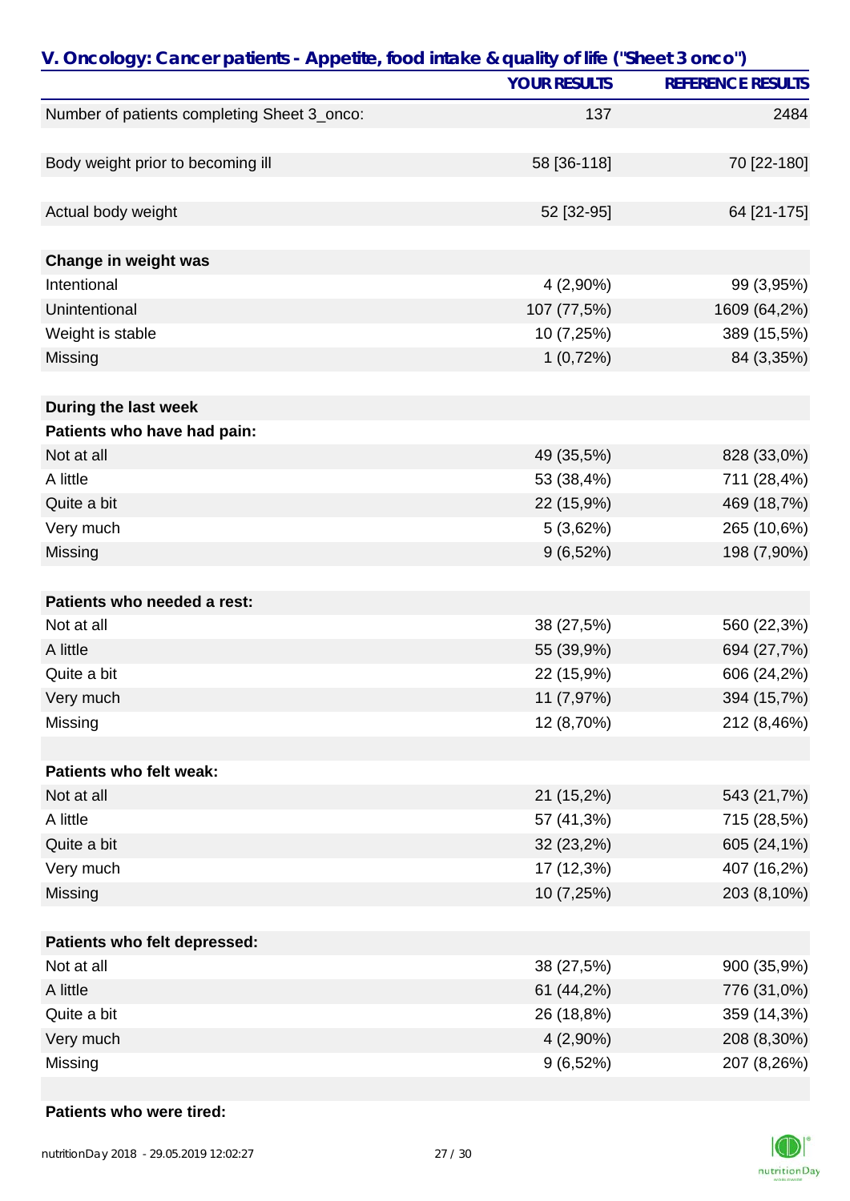## V. Oncology: Cancer patients - Appetite, food intake & quality of life ("Sheet 3 onco")

| | YOUR RESULTS | REFERENCE RESULTS |
|---|---|---|
| Number of patients completing Sheet 3_onco: | 137 | 2484 |
| | | |
| Body weight prior to becoming ill | 58 [36-118] | 70 [22-180] |
| | | |
| Actual body weight | 52 [32-95] | 64 [21-175] |
| | | |
| **Change in weight was** | | |
| Intentional | 4 (2,90%) | 99 (3,95%) |
| Unintentional | 107 (77,5%) | 1609 (64,2%) |
| Weight is stable | 10 (7,25%) | 389 (15,5%) |
| Missing | 1 (0,72%) | 84 (3,35%) |
| | | |
| **During the last week** | | |
| **Patients who have had pain:** | | |
| Not at all | 49 (35,5%) | 828 (33,0%) |
| A little | 53 (38,4%) | 711 (28,4%) |
| Quite a bit | 22 (15,9%) | 469 (18,7%) |
| Very much | 5 (3,62%) | 265 (10,6%) |
| Missing | 9 (6,52%) | 198 (7,90%) |
| | | |
| **Patients who needed a rest:** | | |
| Not at all | 38 (27,5%) | 560 (22,3%) |
| A little | 55 (39,9%) | 694 (27,7%) |
| Quite a bit | 22 (15,9%) | 606 (24,2%) |
| Very much | 11 (7,97%) | 394 (15,7%) |
| Missing | 12 (8,70%) | 212 (8,46%) |
| | | |
| **Patients who felt weak:** | | |
| Not at all | 21 (15,2%) | 543 (21,7%) |
| A little | 57 (41,3%) | 715 (28,5%) |
| Quite a bit | 32 (23,2%) | 605 (24,1%) |
| Very much | 17 (12,3%) | 407 (16,2%) |
| Missing | 10 (7,25%) | 203 (8,10%) |
| | | |
| **Patients who felt depressed:** | | |
| Not at all | 38 (27,5%) | 900 (35,9%) |
| A little | 61 (44,2%) | 776 (31,0%) |
| Quite a bit | 26 (18,8%) | 359 (14,3%) |
| Very much | 4 (2,90%) | 208 (8,30%) |
| Missing | 9 (6,52%) | 207 (8,26%) |
| | | |
| **Patients who were tired:** | | |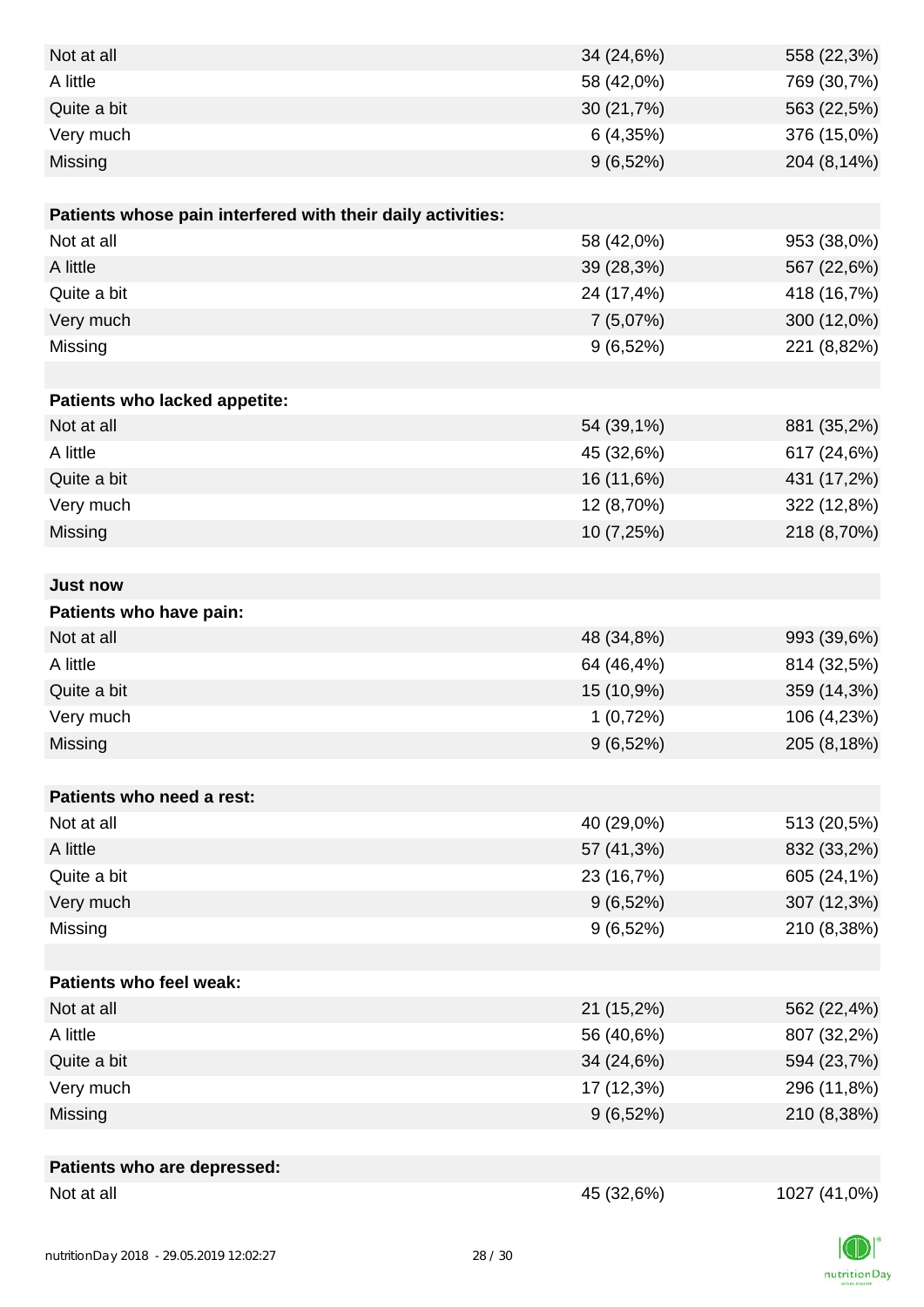| | | |
|---|---|---|
| Not at all | 34 (24,6%) | 558 (22,3%) |
| A little | 58 (42,0%) | 769 (30,7%) |
| Quite a bit | 30 (21,7%) | 563 (22,5%) |
| Very much | 6 (4,35%) | 376 (15,0%) |
| Missing | 9 (6,52%) | 204 (8,14%) |
| | | |
| **Patients whose pain interfered with their daily activities:** | | |
| Not at all | 58 (42,0%) | 953 (38,0%) |
| A little | 39 (28,3%) | 567 (22,6%) |
| Quite a bit | 24 (17,4%) | 418 (16,7%) |
| Very much | 7 (5,07%) | 300 (12,0%) |
| Missing | 9 (6,52%) | 221 (8,82%) |
| | | |
| **Patients who lacked appetite:** | | |
| Not at all | 54 (39,1%) | 881 (35,2%) |
| A little | 45 (32,6%) | 617 (24,6%) |
| Quite a bit | 16 (11,6%) | 431 (17,2%) |
| Very much | 12 (8,70%) | 322 (12,8%) |
| Missing | 10 (7,25%) | 218 (8,70%) |
| | | |
| **Just now** | | |
| **Patients who have pain:** | | |
| Not at all | 48 (34,8%) | 993 (39,6%) |
| A little | 64 (46,4%) | 814 (32,5%) |
| Quite a bit | 15 (10,9%) | 359 (14,3%) |
| Very much | 1 (0,72%) | 106 (4,23%) |
| Missing | 9 (6,52%) | 205 (8,18%) |
| | | |
| **Patients who need a rest:** | | |
| Not at all | 40 (29,0%) | 513 (20,5%) |
| A little | 57 (41,3%) | 832 (33,2%) |
| Quite a bit | 23 (16,7%) | 605 (24,1%) |
| Very much | 9 (6,52%) | 307 (12,3%) |
| Missing | 9 (6,52%) | 210 (8,38%) |
| | | |
| **Patients who feel weak:** | | |
| Not at all | 21 (15,2%) | 562 (22,4%) |
| A little | 56 (40,6%) | 807 (32,2%) |
| Quite a bit | 34 (24,6%) | 594 (23,7%) |
| Very much | 17 (12,3%) | 296 (11,8%) |
| Missing | 9 (6,52%) | 210 (8,38%) |
| | | |
| **Patients who are depressed:** | | |
| Not at all | 45 (32,6%) | 1027 (41,0%) |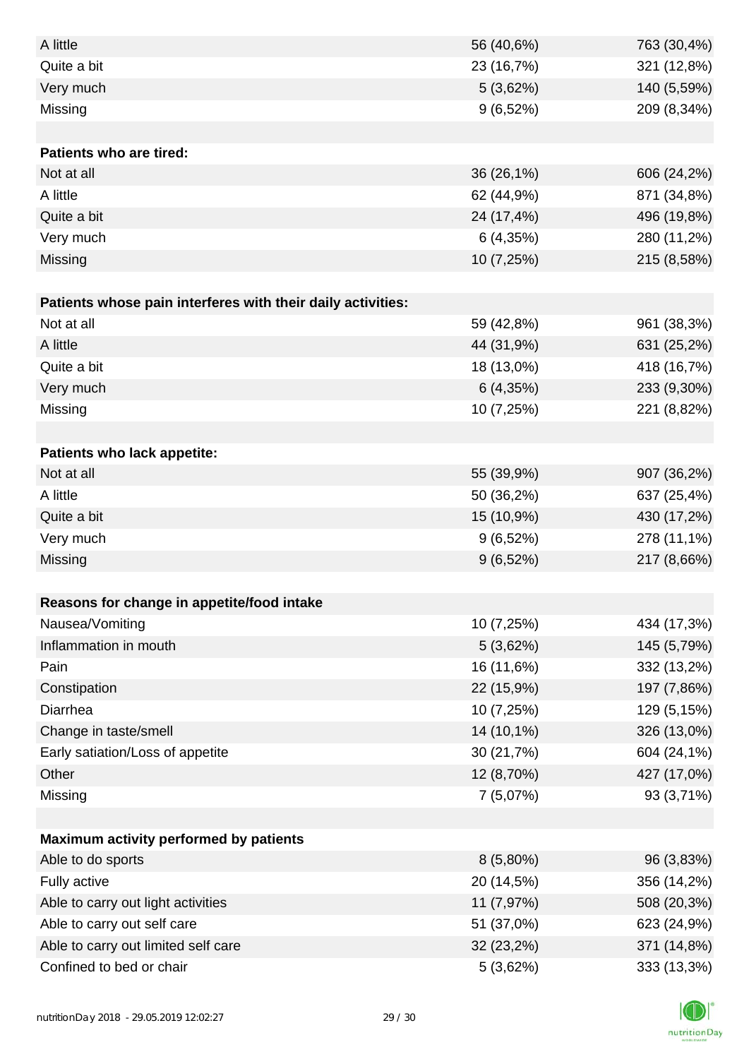| | | |
|---|---|---|
| A little | 56 (40,6%) | 763 (30,4%) |
| Quite a bit | 23 (16,7%) | 321 (12,8%) |
| Very much | 5 (3,62%) | 140 (5,59%) |
| Missing | 9 (6,52%) | 209 (8,34%) |
| | | |
| **Patients who are tired:** | | |
| Not at all | 36 (26,1%) | 606 (24,2%) |
| A little | 62 (44,9%) | 871 (34,8%) |
| Quite a bit | 24 (17,4%) | 496 (19,8%) |
| Very much | 6 (4,35%) | 280 (11,2%) |
| Missing | 10 (7,25%) | 215 (8,58%) |
| | | |
| **Patients whose pain interferes with their daily activities:** | | |
| Not at all | 59 (42,8%) | 961 (38,3%) |
| A little | 44 (31,9%) | 631 (25,2%) |
| Quite a bit | 18 (13,0%) | 418 (16,7%) |
| Very much | 6 (4,35%) | 233 (9,30%) |
| Missing | 10 (7,25%) | 221 (8,82%) |
| | | |
| **Patients who lack appetite:** | | |
| Not at all | 55 (39,9%) | 907 (36,2%) |
| A little | 50 (36,2%) | 637 (25,4%) |
| Quite a bit | 15 (10,9%) | 430 (17,2%) |
| Very much | 9 (6,52%) | 278 (11,1%) |
| Missing | 9 (6,52%) | 217 (8,66%) |
| | | |
| **Reasons for change in appetite/food intake** | | |
| Nausea/Vomiting | 10 (7,25%) | 434 (17,3%) |
| Inflammation in mouth | 5 (3,62%) | 145 (5,79%) |
| Pain | 16 (11,6%) | 332 (13,2%) |
| Constipation | 22 (15,9%) | 197 (7,86%) |
| Diarrhea | 10 (7,25%) | 129 (5,15%) |
| Change in taste/smell | 14 (10,1%) | 326 (13,0%) |
| Early satiation/Loss of appetite | 30 (21,7%) | 604 (24,1%) |
| Other | 12 (8,70%) | 427 (17,0%) |
| Missing | 7 (5,07%) | 93 (3,71%) |
| | | |
| **Maximum activity performed by patients** | | |
| Able to do sports | 8 (5,80%) | 96 (3,83%) |
| Fully active | 20 (14,5%) | 356 (14,2%) |
| Able to carry out light activities | 11 (7,97%) | 508 (20,3%) |
| Able to carry out self care | 51 (37,0%) | 623 (24,9%) |
| Able to carry out limited self care | 32 (23,2%) | 371 (14,8%) |
| Confined to bed or chair | 5 (3,62%) | 333 (13,3%) |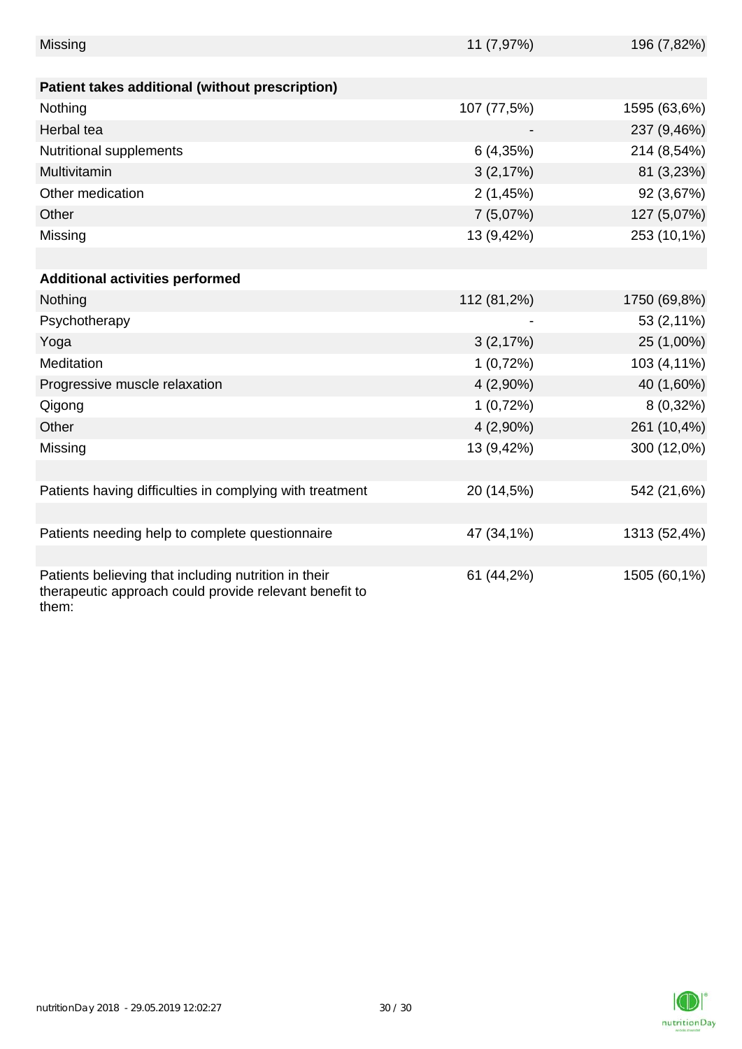| | | |
|---|---|---|
| Missing | 11 (7,97%) | 196 (7,82%) |
| | | |
| **Patient takes additional (without prescription)** | | |
| Nothing | 107 (77,5%) | 1595 (63,6%) |
| Herbal tea | - | 237 (9,46%) |
| Nutritional supplements | 6 (4,35%) | 214 (8,54%) |
| Multivitamin | 3 (2,17%) | 81 (3,23%) |
| Other medication | 2 (1,45%) | 92 (3,67%) |
| Other | 7 (5,07%) | 127 (5,07%) |
| Missing | 13 (9,42%) | 253 (10,1%) |
| | | |
| **Additional activities performed** | | |
| Nothing | 112 (81,2%) | 1750 (69,8%) |
| Psychotherapy | - | 53 (2,11%) |
| Yoga | 3 (2,17%) | 25 (1,00%) |
| Meditation | 1 (0,72%) | 103 (4,11%) |
| Progressive muscle relaxation | 4 (2,90%) | 40 (1,60%) |
| Qigong | 1 (0,72%) | 8 (0,32%) |
| Other | 4 (2,90%) | 261 (10,4%) |
| Missing | 13 (9,42%) | 300 (12,0%) |
| | | |
| Patients having difficulties in complying with treatment | 20 (14,5%) | 542 (21,6%) |
| | | |
| Patients needing help to complete questionnaire | 47 (34,1%) | 1313 (52,4%) |
| | | |
| Patients believing that including nutrition in their therapeutic approach could provide relevant benefit to them: | 61 (44,2%) | 1505 (60,1%) |